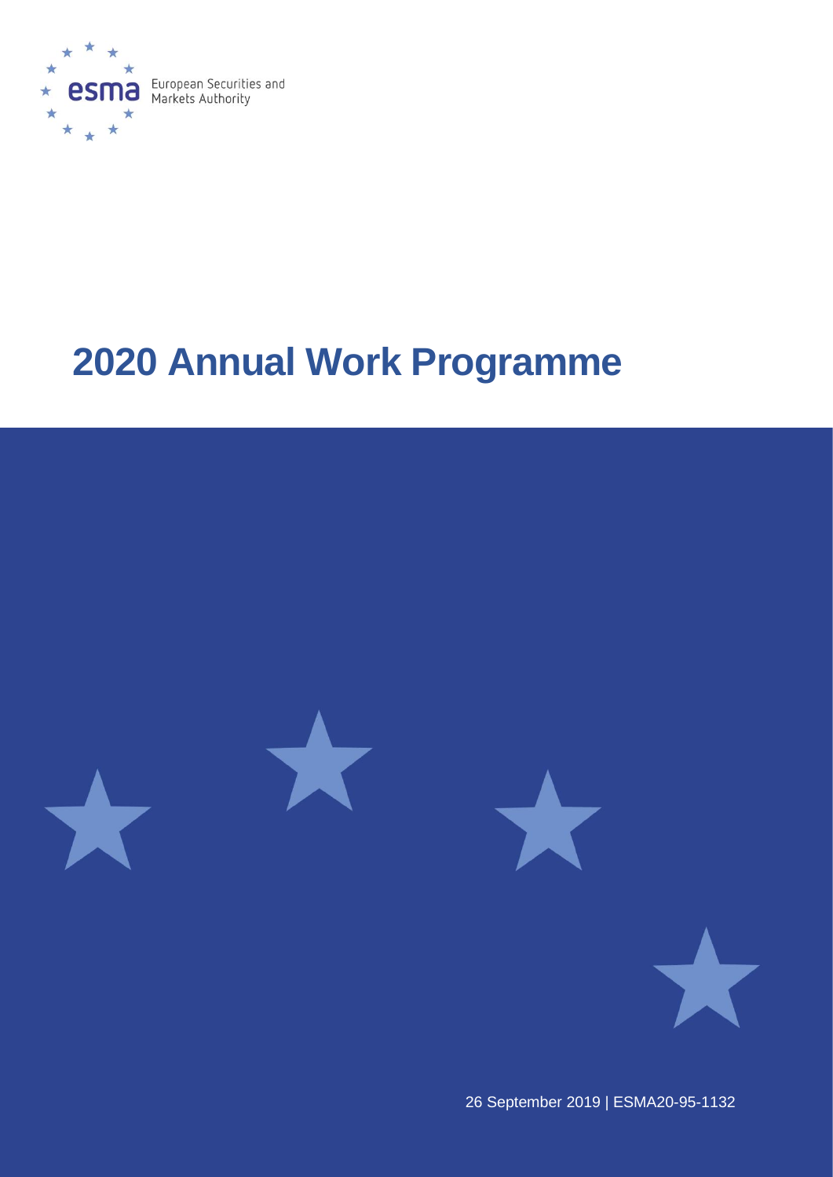esma European Securities and Markets Authority

# 2020 Annual Work Programme

26 September 2019 | ESMA20-95-1132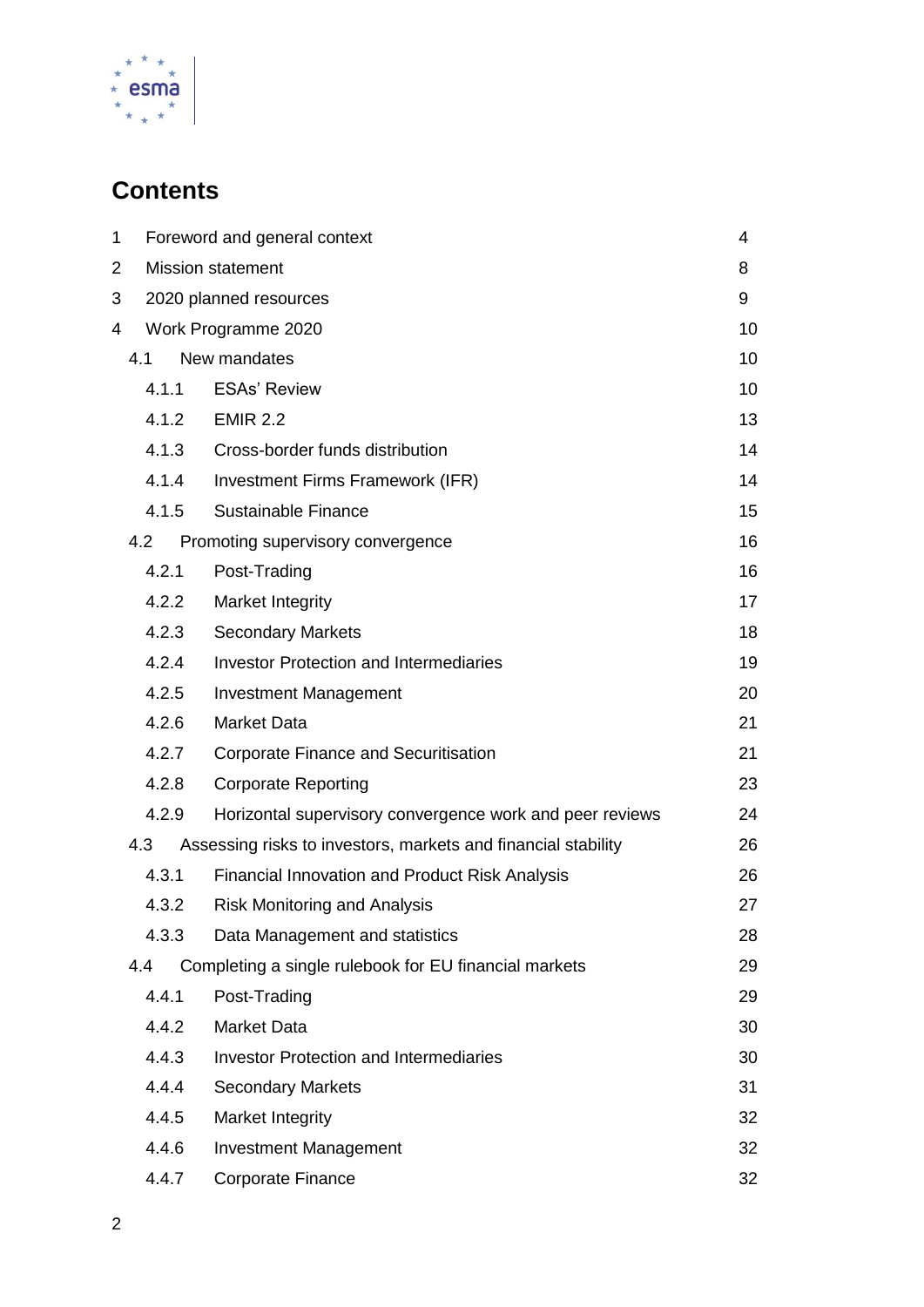# Contents

1 Foreword and general context 4

2 Mission statement 8

3 2020 planned resources 9

4 Work Programme 2020 10

- 4.1 New mandates 10
  - 4.1.1 ESAs' Review 10
  - 4.1.2 EMIR 2.2 13
  - 4.1.3 Cross-border funds distribution 14
  - 4.1.4 Investment Firms Framework (IFR) 14
  - 4.1.5 Sustainable Finance 15
- 4.2 Promoting supervisory convergence 16
  - 4.2.1 Post-Trading 16
  - 4.2.2 Market Integrity 17
  - 4.2.3 Secondary Markets 18
  - 4.2.4 Investor Protection and Intermediaries 19
  - 4.2.5 Investment Management 20
  - 4.2.6 Market Data 21
  - 4.2.7 Corporate Finance and Securitisation 21
  - 4.2.8 Corporate Reporting 23
  - 4.2.9 Horizontal supervisory convergence work and peer reviews 24
- 4.3 Assessing risks to investors, markets and financial stability 26
  - 4.3.1 Financial Innovation and Product Risk Analysis 26
  - 4.3.2 Risk Monitoring and Analysis 27
  - 4.3.3 Data Management and statistics 28
- 4.4 Completing a single rulebook for EU financial markets 29
  - 4.4.1 Post-Trading 29
  - 4.4.2 Market Data 30
  - 4.4.3 Investor Protection and Intermediaries 30
  - 4.4.4 Secondary Markets 31
  - 4.4.5 Market Integrity 32
  - 4.4.6 Investment Management 32
  - 4.4.7 Corporate Finance 32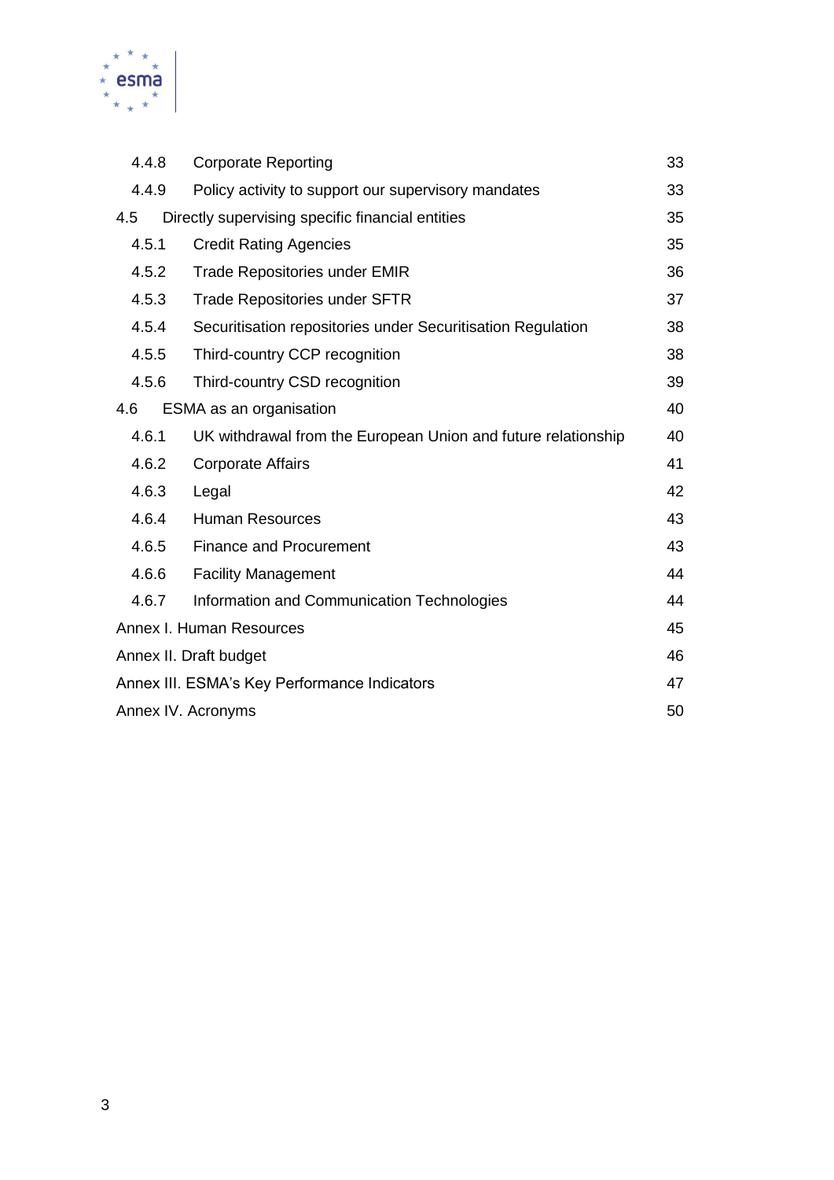| | | |
|---|---|---|
| 4.4.8 | Corporate Reporting | 33 |
| 4.4.9 | Policy activity to support our supervisory mandates | 33 |
| 4.5 | Directly supervising specific financial entities | 35 |
| 4.5.1 | Credit Rating Agencies | 35 |
| 4.5.2 | Trade Repositories under EMIR | 36 |
| 4.5.3 | Trade Repositories under SFTR | 37 |
| 4.5.4 | Securitisation repositories under Securitisation Regulation | 38 |
| 4.5.5 | Third-country CCP recognition | 38 |
| 4.5.6 | Third-country CSD recognition | 39 |
| 4.6 | ESMA as an organisation | 40 |
| 4.6.1 | UK withdrawal from the European Union and future relationship | 40 |
| 4.6.2 | Corporate Affairs | 41 |
| 4.6.3 | Legal | 42 |
| 4.6.4 | Human Resources | 43 |
| 4.6.5 | Finance and Procurement | 43 |
| 4.6.6 | Facility Management | 44 |
| 4.6.7 | Information and Communication Technologies | 44 |
| Annex I. | Human Resources | 45 |
| Annex II. | Draft budget | 46 |
| Annex III. | ESMA's Key Performance Indicators | 47 |
| Annex IV. | Acronyms | 50 |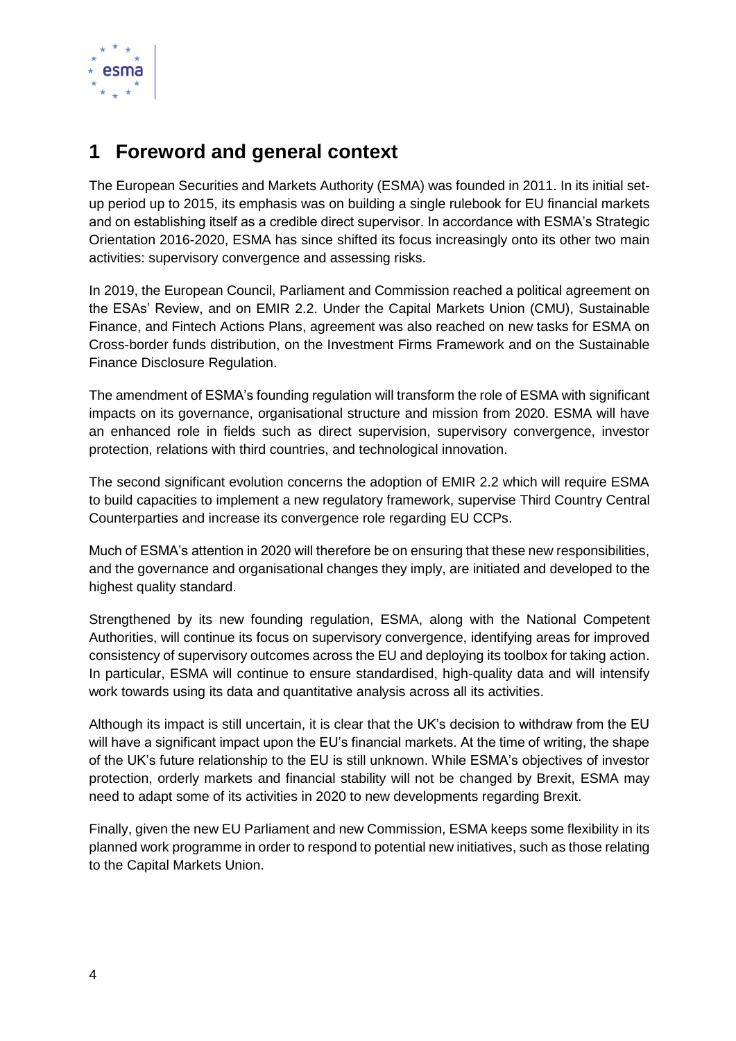# 1 Foreword and general context

The European Securities and Markets Authority (ESMA) was founded in 2011. In its initial set-up period up to 2015, its emphasis was on building a single rulebook for EU financial markets and on establishing itself as a credible direct supervisor. In accordance with ESMA's Strategic Orientation 2016-2020, ESMA has since shifted its focus increasingly onto its other two main activities: supervisory convergence and assessing risks.

In 2019, the European Council, Parliament and Commission reached a political agreement on the ESAs' Review, and on EMIR 2.2. Under the Capital Markets Union (CMU), Sustainable Finance, and Fintech Actions Plans, agreement was also reached on new tasks for ESMA on Cross-border funds distribution, on the Investment Firms Framework and on the Sustainable Finance Disclosure Regulation.

The amendment of ESMA's founding regulation will transform the role of ESMA with significant impacts on its governance, organisational structure and mission from 2020. ESMA will have an enhanced role in fields such as direct supervision, supervisory convergence, investor protection, relations with third countries, and technological innovation.

The second significant evolution concerns the adoption of EMIR 2.2 which will require ESMA to build capacities to implement a new regulatory framework, supervise Third Country Central Counterparties and increase its convergence role regarding EU CCPs.

Much of ESMA's attention in 2020 will therefore be on ensuring that these new responsibilities, and the governance and organisational changes they imply, are initiated and developed to the highest quality standard.

Strengthened by its new founding regulation, ESMA, along with the National Competent Authorities, will continue its focus on supervisory convergence, identifying areas for improved consistency of supervisory outcomes across the EU and deploying its toolbox for taking action. In particular, ESMA will continue to ensure standardised, high-quality data and will intensify work towards using its data and quantitative analysis across all its activities.

Although its impact is still uncertain, it is clear that the UK's decision to withdraw from the EU will have a significant impact upon the EU's financial markets. At the time of writing, the shape of the UK's future relationship to the EU is still unknown. While ESMA's objectives of investor protection, orderly markets and financial stability will not be changed by Brexit, ESMA may need to adapt some of its activities in 2020 to new developments regarding Brexit.

Finally, given the new EU Parliament and new Commission, ESMA keeps some flexibility in its planned work programme in order to respond to potential new initiatives, such as those relating to the Capital Markets Union.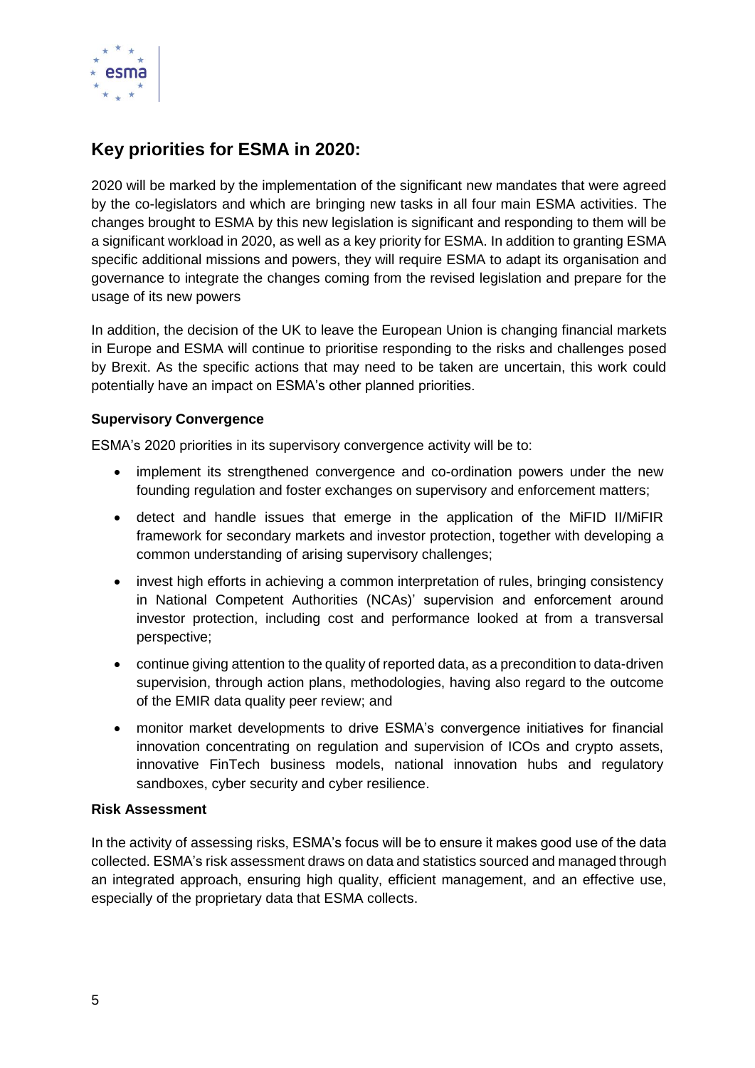## Key priorities for ESMA in 2020:

2020 will be marked by the implementation of the significant new mandates that were agreed by the co-legislators and which are bringing new tasks in all four main ESMA activities. The changes brought to ESMA by this new legislation is significant and responding to them will be a significant workload in 2020, as well as a key priority for ESMA. In addition to granting ESMA specific additional missions and powers, they will require ESMA to adapt its organisation and governance to integrate the changes coming from the revised legislation and prepare for the usage of its new powers

In addition, the decision of the UK to leave the European Union is changing financial markets in Europe and ESMA will continue to prioritise responding to the risks and challenges posed by Brexit. As the specific actions that may need to be taken are uncertain, this work could potentially have an impact on ESMA's other planned priorities.

**Supervisory Convergence**

ESMA's 2020 priorities in its supervisory convergence activity will be to:

- implement its strengthened convergence and co-ordination powers under the new founding regulation and foster exchanges on supervisory and enforcement matters;
- detect and handle issues that emerge in the application of the MiFID II/MiFIR framework for secondary markets and investor protection, together with developing a common understanding of arising supervisory challenges;
- invest high efforts in achieving a common interpretation of rules, bringing consistency in National Competent Authorities (NCAs)' supervision and enforcement around investor protection, including cost and performance looked at from a transversal perspective;
- continue giving attention to the quality of reported data, as a precondition to data-driven supervision, through action plans, methodologies, having also regard to the outcome of the EMIR data quality peer review; and
- monitor market developments to drive ESMA's convergence initiatives for financial innovation concentrating on regulation and supervision of ICOs and crypto assets, innovative FinTech business models, national innovation hubs and regulatory sandboxes, cyber security and cyber resilience.

**Risk Assessment**

In the activity of assessing risks, ESMA's focus will be to ensure it makes good use of the data collected. ESMA's risk assessment draws on data and statistics sourced and managed through an integrated approach, ensuring high quality, efficient management, and an effective use, especially of the proprietary data that ESMA collects.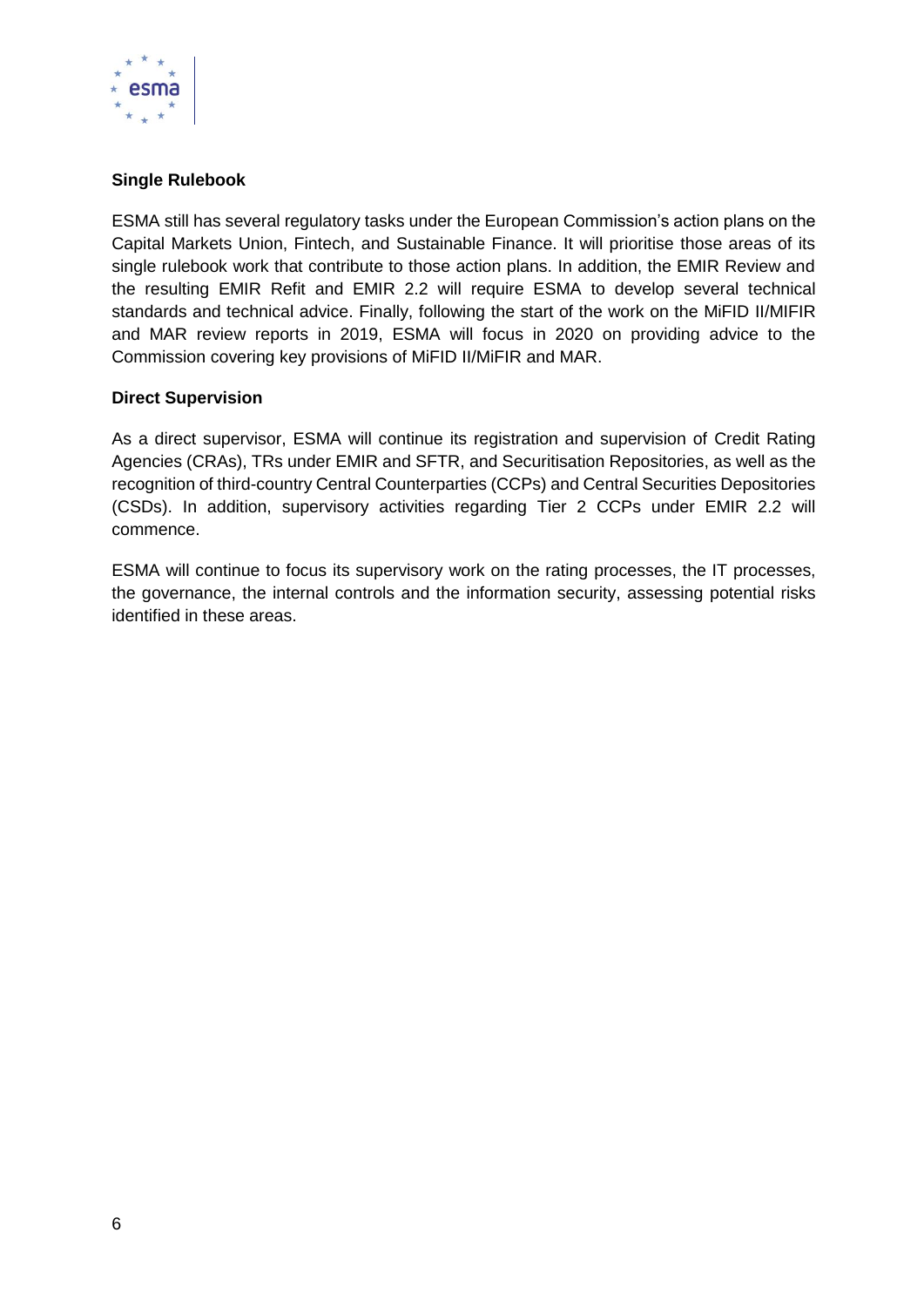**Single Rulebook**

ESMA still has several regulatory tasks under the European Commission's action plans on the Capital Markets Union, Fintech, and Sustainable Finance. It will prioritise those areas of its single rulebook work that contribute to those action plans. In addition, the EMIR Review and the resulting EMIR Refit and EMIR 2.2 will require ESMA to develop several technical standards and technical advice. Finally, following the start of the work on the MiFID II/MIFIR and MAR review reports in 2019, ESMA will focus in 2020 on providing advice to the Commission covering key provisions of MiFID II/MiFIR and MAR.

**Direct Supervision**

As a direct supervisor, ESMA will continue its registration and supervision of Credit Rating Agencies (CRAs), TRs under EMIR and SFTR, and Securitisation Repositories, as well as the recognition of third-country Central Counterparties (CCPs) and Central Securities Depositories (CSDs). In addition, supervisory activities regarding Tier 2 CCPs under EMIR 2.2 will commence.

ESMA will continue to focus its supervisory work on the rating processes, the IT processes, the governance, the internal controls and the information security, assessing potential risks identified in these areas.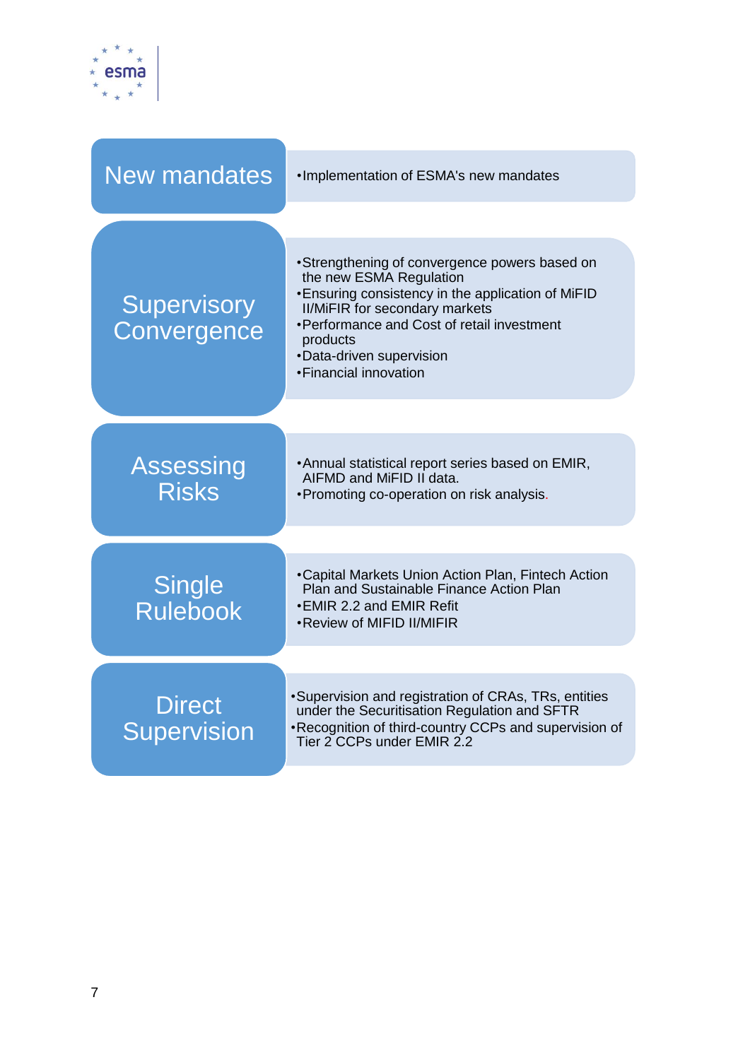| | |
|---|---|
| **New mandates** | • Implementation of ESMA's new mandates |
| **Supervisory Convergence** | • Strengthening of convergence powers based on the new ESMA Regulation<br>• Ensuring consistency in the application of MiFID II/MiFIR for secondary markets<br>• Performance and Cost of retail investment products<br>• Data-driven supervision<br>• Financial innovation |
| **Assessing Risks** | • Annual statistical report series based on EMIR, AIFMD and MiFID II data.<br>• Promoting co-operation on risk analysis. |
| **Single Rulebook** | • Capital Markets Union Action Plan, Fintech Action Plan and Sustainable Finance Action Plan<br>• EMIR 2.2 and EMIR Refit<br>• Review of MIFID II/MIFIR |
| **Direct Supervision** | • Supervision and registration of CRAs, TRs, entities under the Securitisation Regulation and SFTR<br>• Recognition of third-country CCPs and supervision of Tier 2 CCPs under EMIR 2.2 |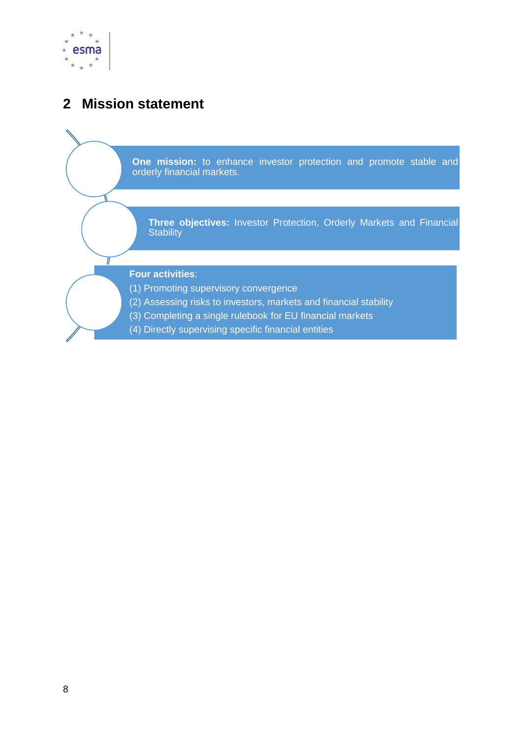## 2 Mission statement

**One mission:** to enhance investor protection and promote stable and orderly financial markets.

**Three objectives:** Investor Protection, Orderly Markets and Financial Stability

**Four activities**:

(1) Promoting supervisory convergence

(2) Assessing risks to investors, markets and financial stability

(3) Completing a single rulebook for EU financial markets

(4) Directly supervising specific financial entities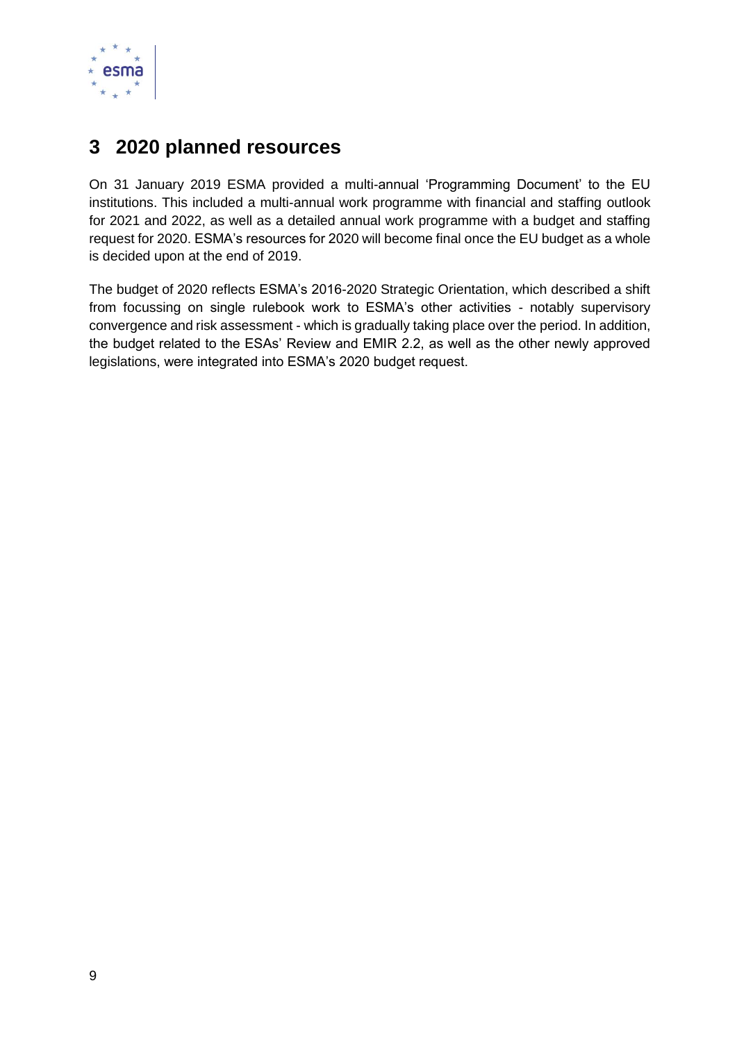# 3 2020 planned resources

On 31 January 2019 ESMA provided a multi-annual 'Programming Document' to the EU institutions. This included a multi-annual work programme with financial and staffing outlook for 2021 and 2022, as well as a detailed annual work programme with a budget and staffing request for 2020. ESMA's resources for 2020 will become final once the EU budget as a whole is decided upon at the end of 2019.

The budget of 2020 reflects ESMA's 2016-2020 Strategic Orientation, which described a shift from focussing on single rulebook work to ESMA's other activities - notably supervisory convergence and risk assessment - which is gradually taking place over the period. In addition, the budget related to the ESAs' Review and EMIR 2.2, as well as the other newly approved legislations, were integrated into ESMA's 2020 budget request.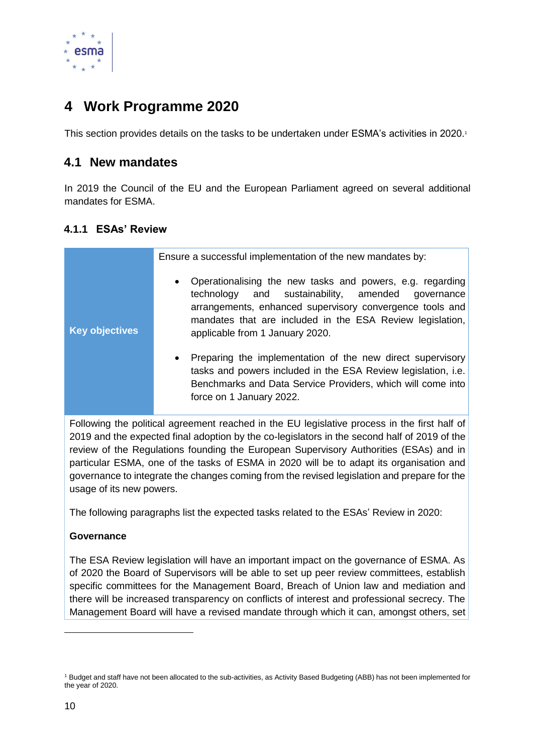# 4 Work Programme 2020

This section provides details on the tasks to be undertaken under ESMA's activities in 2020.[1]

## 4.1 New mandates

In 2019 the Council of the EU and the European Parliament agreed on several additional mandates for ESMA.

### 4.1.1 ESAs' Review

| | |
|---|---|
| **Key objectives** | Ensure a successful implementation of the new mandates by:<br>• Operationalising the new tasks and powers, e.g. regarding technology and sustainability, amended governance arrangements, enhanced supervisory convergence tools and mandates that are included in the ESA Review legislation, applicable from 1 January 2020.<br>• Preparing the implementation of the new direct supervisory tasks and powers included in the ESA Review legislation, i.e. Benchmarks and Data Service Providers, which will come into force on 1 January 2022. |

Following the political agreement reached in the EU legislative process in the first half of 2019 and the expected final adoption by the co-legislators in the second half of 2019 of the review of the Regulations founding the European Supervisory Authorities (ESAs) and in particular ESMA, one of the tasks of ESMA in 2020 will be to adapt its organisation and governance to integrate the changes coming from the revised legislation and prepare for the usage of its new powers.

The following paragraphs list the expected tasks related to the ESAs' Review in 2020:

**Governance**

The ESA Review legislation will have an important impact on the governance of ESMA. As of 2020 the Board of Supervisors will be able to set up peer review committees, establish specific committees for the Management Board, Breach of Union law and mediation and there will be increased transparency on conflicts of interest and professional secrecy. The Management Board will have a revised mandate through which it can, amongst others, set

[1] Budget and staff have not been allocated to the sub-activities, as Activity Based Budgeting (ABB) has not been implemented for the year of 2020.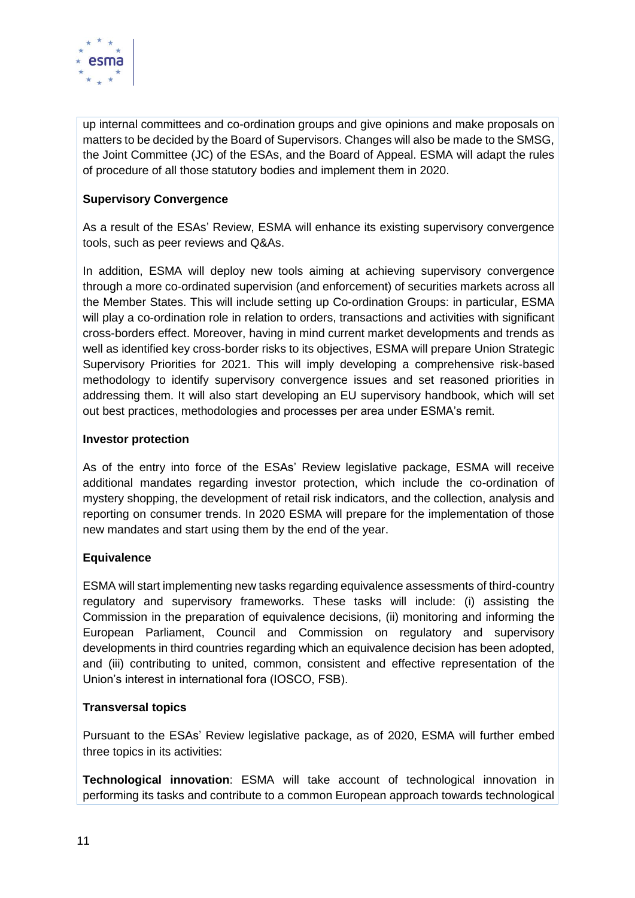up internal committees and co-ordination groups and give opinions and make proposals on matters to be decided by the Board of Supervisors. Changes will also be made to the SMSG, the Joint Committee (JC) of the ESAs, and the Board of Appeal. ESMA will adapt the rules of procedure of all those statutory bodies and implement them in 2020.

**Supervisory Convergence**

As a result of the ESAs' Review, ESMA will enhance its existing supervisory convergence tools, such as peer reviews and Q&As.

In addition, ESMA will deploy new tools aiming at achieving supervisory convergence through a more co-ordinated supervision (and enforcement) of securities markets across all the Member States. This will include setting up Co-ordination Groups: in particular, ESMA will play a co-ordination role in relation to orders, transactions and activities with significant cross-borders effect. Moreover, having in mind current market developments and trends as well as identified key cross-border risks to its objectives, ESMA will prepare Union Strategic Supervisory Priorities for 2021. This will imply developing a comprehensive risk-based methodology to identify supervisory convergence issues and set reasoned priorities in addressing them. It will also start developing an EU supervisory handbook, which will set out best practices, methodologies and processes per area under ESMA's remit.

**Investor protection**

As of the entry into force of the ESAs' Review legislative package, ESMA will receive additional mandates regarding investor protection, which include the co-ordination of mystery shopping, the development of retail risk indicators, and the collection, analysis and reporting on consumer trends. In 2020 ESMA will prepare for the implementation of those new mandates and start using them by the end of the year.

**Equivalence**

ESMA will start implementing new tasks regarding equivalence assessments of third-country regulatory and supervisory frameworks. These tasks will include: (i) assisting the Commission in the preparation of equivalence decisions, (ii) monitoring and informing the European Parliament, Council and Commission on regulatory and supervisory developments in third countries regarding which an equivalence decision has been adopted, and (iii) contributing to united, common, consistent and effective representation of the Union's interest in international fora (IOSCO, FSB).

**Transversal topics**

Pursuant to the ESAs' Review legislative package, as of 2020, ESMA will further embed three topics in its activities:

**Technological innovation**: ESMA will take account of technological innovation in performing its tasks and contribute to a common European approach towards technological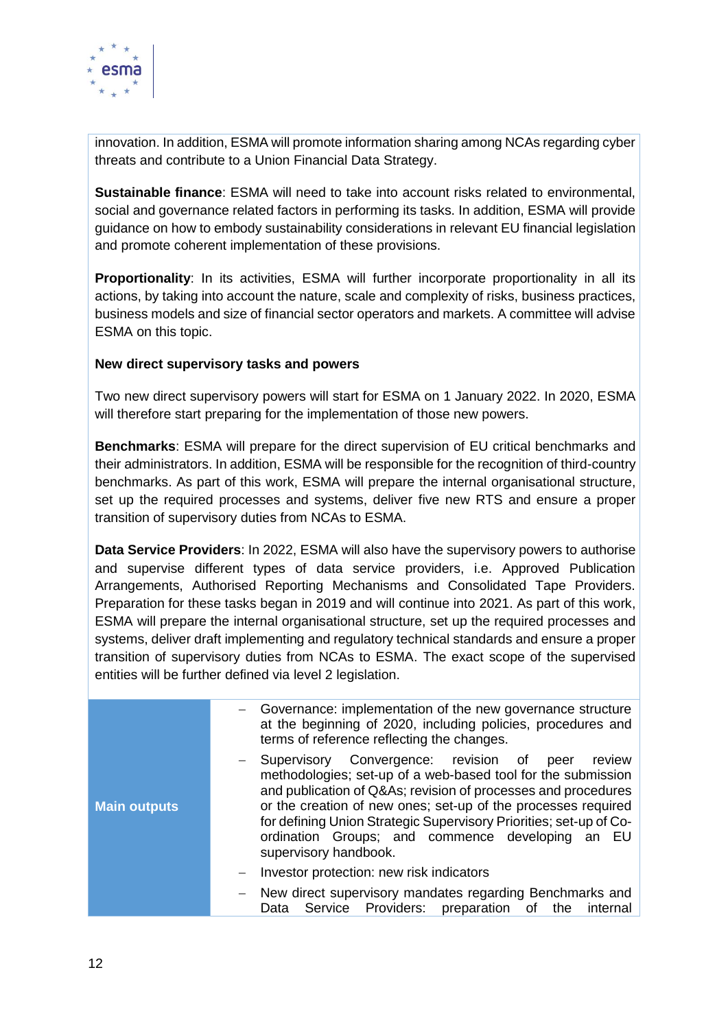innovation. In addition, ESMA will promote information sharing among NCAs regarding cyber threats and contribute to a Union Financial Data Strategy.

**Sustainable finance**: ESMA will need to take into account risks related to environmental, social and governance related factors in performing its tasks. In addition, ESMA will provide guidance on how to embody sustainability considerations in relevant EU financial legislation and promote coherent implementation of these provisions.

**Proportionality**: In its activities, ESMA will further incorporate proportionality in all its actions, by taking into account the nature, scale and complexity of risks, business practices, business models and size of financial sector operators and markets. A committee will advise ESMA on this topic.

**New direct supervisory tasks and powers**

Two new direct supervisory powers will start for ESMA on 1 January 2022. In 2020, ESMA will therefore start preparing for the implementation of those new powers.

**Benchmarks**: ESMA will prepare for the direct supervision of EU critical benchmarks and their administrators. In addition, ESMA will be responsible for the recognition of third-country benchmarks. As part of this work, ESMA will prepare the internal organisational structure, set up the required processes and systems, deliver five new RTS and ensure a proper transition of supervisory duties from NCAs to ESMA.

**Data Service Providers**: In 2022, ESMA will also have the supervisory powers to authorise and supervise different types of data service providers, i.e. Approved Publication Arrangements, Authorised Reporting Mechanisms and Consolidated Tape Providers. Preparation for these tasks began in 2019 and will continue into 2021. As part of this work, ESMA will prepare the internal organisational structure, set up the required processes and systems, deliver draft implementing and regulatory technical standards and ensure a proper transition of supervisory duties from NCAs to ESMA. The exact scope of the supervised entities will be further defined via level 2 legislation.

| | |
|---|---|
| **Main outputs** | – Governance: implementation of the new governance structure at the beginning of 2020, including policies, procedures and terms of reference reflecting the changes.<br>– Supervisory Convergence: revision of peer review methodologies; set-up of a web-based tool for the submission and publication of Q&As; revision of processes and procedures or the creation of new ones; set-up of the processes required for defining Union Strategic Supervisory Priorities; set-up of Co-ordination Groups; and commence developing an EU supervisory handbook.<br>– Investor protection: new risk indicators<br>– New direct supervisory mandates regarding Benchmarks and Data Service Providers: preparation of the internal |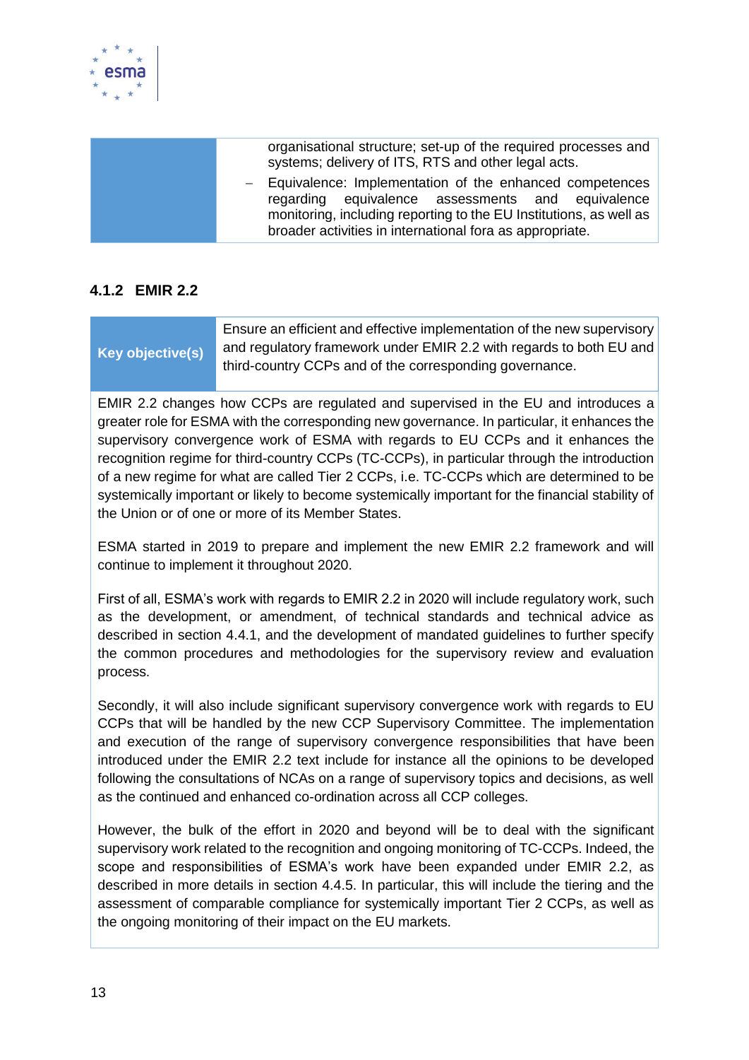| | |
|---|---|
| | organisational structure; set-up of the required processes and systems; delivery of ITS, RTS and other legal acts.<br>– Equivalence: Implementation of the enhanced competences regarding equivalence assessments and equivalence monitoring, including reporting to the EU Institutions, as well as broader activities in international fora as appropriate. |

### 4.1.2 EMIR 2.2

| **Key objective(s)** | Ensure an efficient and effective implementation of the new supervisory and regulatory framework under EMIR 2.2 with regards to both EU and third-country CCPs and of the corresponding governance. |
|---|---|

EMIR 2.2 changes how CCPs are regulated and supervised in the EU and introduces a greater role for ESMA with the corresponding new governance. In particular, it enhances the supervisory convergence work of ESMA with regards to EU CCPs and it enhances the recognition regime for third-country CCPs (TC-CCPs), in particular through the introduction of a new regime for what are called Tier 2 CCPs, i.e. TC-CCPs which are determined to be systemically important or likely to become systemically important for the financial stability of the Union or of one or more of its Member States.

ESMA started in 2019 to prepare and implement the new EMIR 2.2 framework and will continue to implement it throughout 2020.

First of all, ESMA's work with regards to EMIR 2.2 in 2020 will include regulatory work, such as the development, or amendment, of technical standards and technical advice as described in section 4.4.1, and the development of mandated guidelines to further specify the common procedures and methodologies for the supervisory review and evaluation process.

Secondly, it will also include significant supervisory convergence work with regards to EU CCPs that will be handled by the new CCP Supervisory Committee. The implementation and execution of the range of supervisory convergence responsibilities that have been introduced under the EMIR 2.2 text include for instance all the opinions to be developed following the consultations of NCAs on a range of supervisory topics and decisions, as well as the continued and enhanced co-ordination across all CCP colleges.

However, the bulk of the effort in 2020 and beyond will be to deal with the significant supervisory work related to the recognition and ongoing monitoring of TC-CCPs. Indeed, the scope and responsibilities of ESMA's work have been expanded under EMIR 2.2, as described in more details in section 4.4.5. In particular, this will include the tiering and the assessment of comparable compliance for systemically important Tier 2 CCPs, as well as the ongoing monitoring of their impact on the EU markets.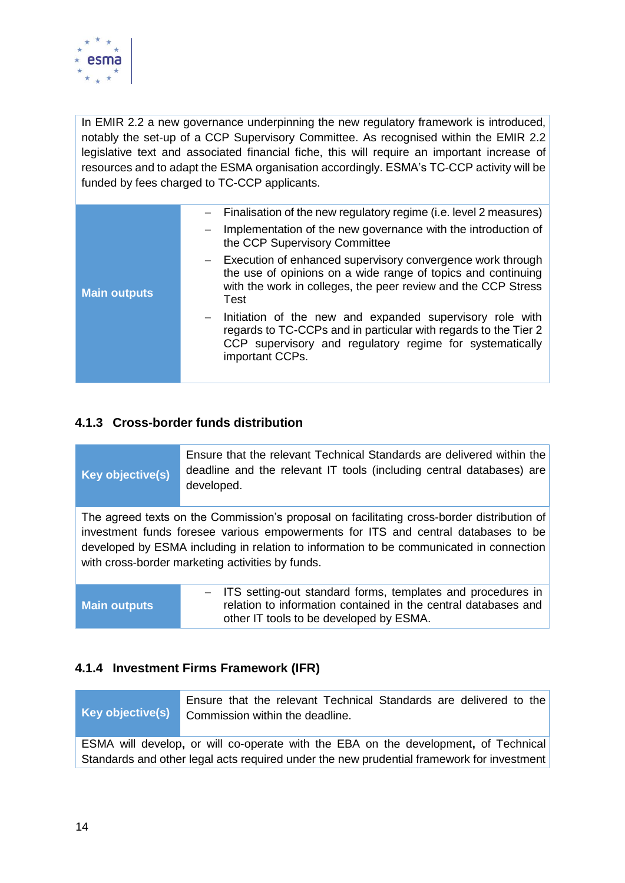In EMIR 2.2 a new governance underpinning the new regulatory framework is introduced, notably the set-up of a CCP Supervisory Committee. As recognised within the EMIR 2.2 legislative text and associated financial fiche, this will require an important increase of resources and to adapt the ESMA organisation accordingly. ESMA's TC-CCP activity will be funded by fees charged to TC-CCP applicants.

| **Main outputs** | – Finalisation of the new regulatory regime (i.e. level 2 measures)<br>– Implementation of the new governance with the introduction of the CCP Supervisory Committee<br>– Execution of enhanced supervisory convergence work through the use of opinions on a wide range of topics and continuing with the work in colleges, the peer review and the CCP Stress Test<br>– Initiation of the new and expanded supervisory role with regards to TC-CCPs and in particular with regards to the Tier 2 CCP supervisory and regulatory regime for systematically important CCPs. |
|---|---|

### 4.1.3 Cross-border funds distribution

| **Key objective(s)** | Ensure that the relevant Technical Standards are delivered within the deadline and the relevant IT tools (including central databases) are developed. |
|---|---|

The agreed texts on the Commission's proposal on facilitating cross-border distribution of investment funds foresee various empowerments for ITS and central databases to be developed by ESMA including in relation to information to be communicated in connection with cross-border marketing activities by funds.

| **Main outputs** | – ITS setting-out standard forms, templates and procedures in relation to information contained in the central databases and other IT tools to be developed by ESMA. |
|---|---|

### 4.1.4 Investment Firms Framework (IFR)

| **Key objective(s)** | Ensure that the relevant Technical Standards are delivered to the Commission within the deadline. |
|---|---|

ESMA will develop**,** or will co-operate with the EBA on the development**,** of Technical Standards and other legal acts required under the new prudential framework for investment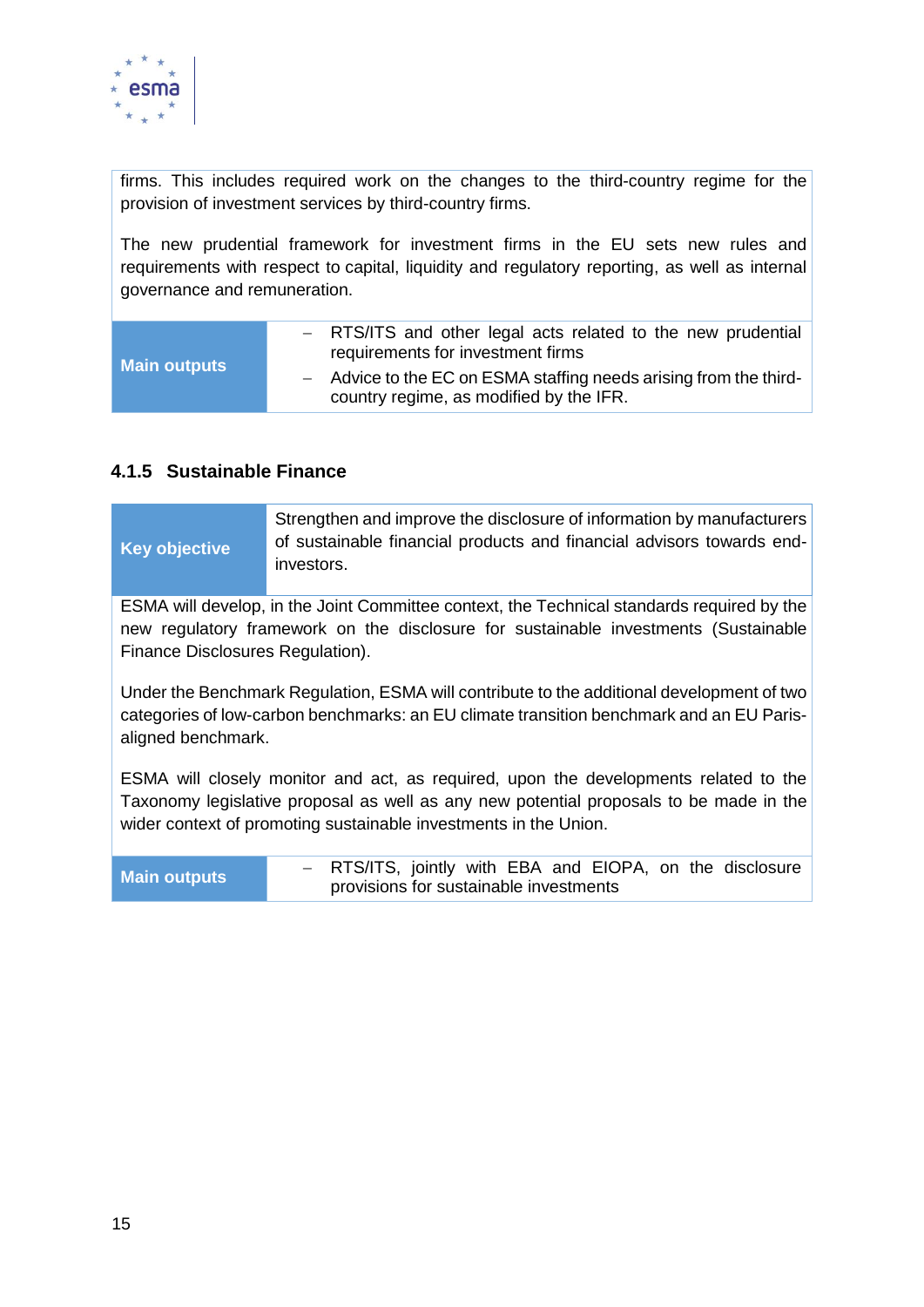firms. This includes required work on the changes to the third-country regime for the provision of investment services by third-country firms.

The new prudential framework for investment firms in the EU sets new rules and requirements with respect to capital, liquidity and regulatory reporting, as well as internal governance and remuneration.

| **Main outputs** | – RTS/ITS and other legal acts related to the new prudential requirements for investment firms<br>– Advice to the EC on ESMA staffing needs arising from the third-country regime, as modified by the IFR. |
|---|---|

### 4.1.5 Sustainable Finance

| **Key objective** | Strengthen and improve the disclosure of information by manufacturers of sustainable financial products and financial advisors towards end-investors. |
|---|---|

ESMA will develop, in the Joint Committee context, the Technical standards required by the new regulatory framework on the disclosure for sustainable investments (Sustainable Finance Disclosures Regulation).

Under the Benchmark Regulation, ESMA will contribute to the additional development of two categories of low-carbon benchmarks: an EU climate transition benchmark and an EU Paris-aligned benchmark.

ESMA will closely monitor and act, as required, upon the developments related to the Taxonomy legislative proposal as well as any new potential proposals to be made in the wider context of promoting sustainable investments in the Union.

| **Main outputs** | – RTS/ITS, jointly with EBA and EIOPA, on the disclosure provisions for sustainable investments |
|---|---|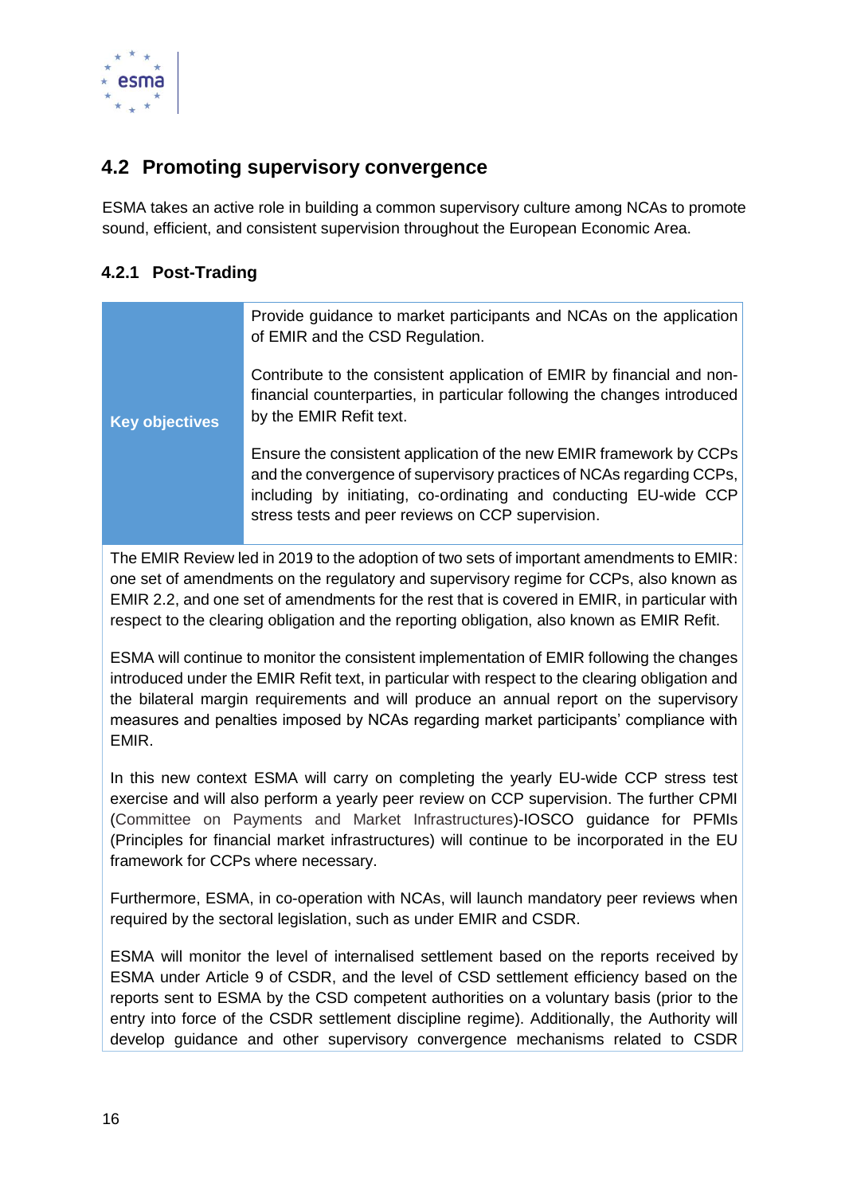## 4.2 Promoting supervisory convergence

ESMA takes an active role in building a common supervisory culture among NCAs to promote sound, efficient, and consistent supervision throughout the European Economic Area.

### 4.2.1 Post-Trading

| Key objectives | Provide guidance to market participants and NCAs on the application of EMIR and the CSD Regulation.<br><br>Contribute to the consistent application of EMIR by financial and non-financial counterparties, in particular following the changes introduced by the EMIR Refit text.<br><br>Ensure the consistent application of the new EMIR framework by CCPs and the convergence of supervisory practices of NCAs regarding CCPs, including by initiating, co-ordinating and conducting EU-wide CCP stress tests and peer reviews on CCP supervision. |
|---|---|

The EMIR Review led in 2019 to the adoption of two sets of important amendments to EMIR: one set of amendments on the regulatory and supervisory regime for CCPs, also known as EMIR 2.2, and one set of amendments for the rest that is covered in EMIR, in particular with respect to the clearing obligation and the reporting obligation, also known as EMIR Refit.

ESMA will continue to monitor the consistent implementation of EMIR following the changes introduced under the EMIR Refit text, in particular with respect to the clearing obligation and the bilateral margin requirements and will produce an annual report on the supervisory measures and penalties imposed by NCAs regarding market participants' compliance with EMIR.

In this new context ESMA will carry on completing the yearly EU-wide CCP stress test exercise and will also perform a yearly peer review on CCP supervision. The further CPMI (Committee on Payments and Market Infrastructures)-IOSCO guidance for PFMIs (Principles for financial market infrastructures) will continue to be incorporated in the EU framework for CCPs where necessary.

Furthermore, ESMA, in co-operation with NCAs, will launch mandatory peer reviews when required by the sectoral legislation, such as under EMIR and CSDR.

ESMA will monitor the level of internalised settlement based on the reports received by ESMA under Article 9 of CSDR, and the level of CSD settlement efficiency based on the reports sent to ESMA by the CSD competent authorities on a voluntary basis (prior to the entry into force of the CSDR settlement discipline regime). Additionally, the Authority will develop guidance and other supervisory convergence mechanisms related to CSDR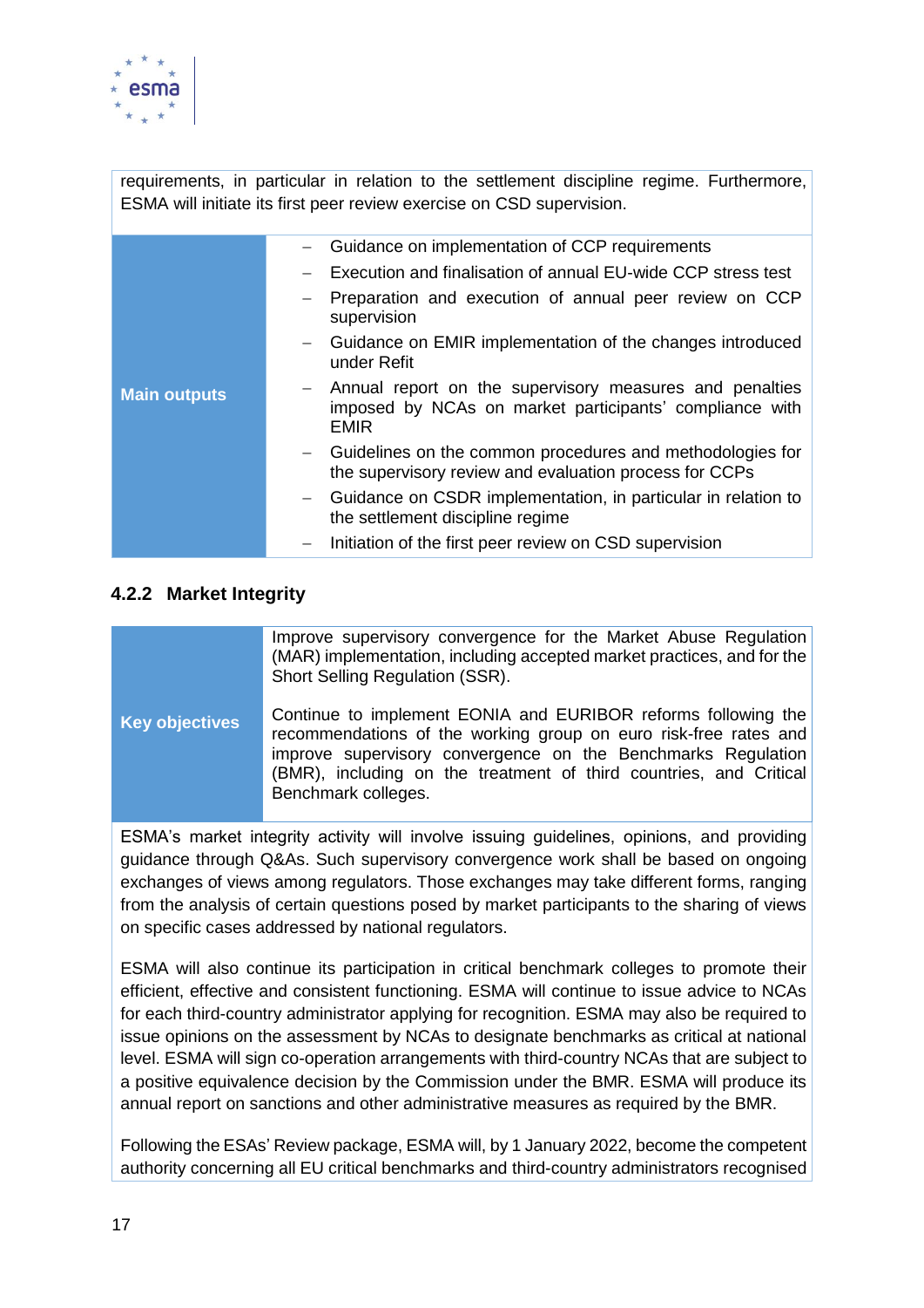requirements, in particular in relation to the settlement discipline regime. Furthermore, ESMA will initiate its first peer review exercise on CSD supervision.

| | |
|---|---|
| **Main outputs** | – Guidance on implementation of CCP requirements<br>– Execution and finalisation of annual EU-wide CCP stress test<br>– Preparation and execution of annual peer review on CCP supervision<br>– Guidance on EMIR implementation of the changes introduced under Refit<br>– Annual report on the supervisory measures and penalties imposed by NCAs on market participants' compliance with EMIR<br>– Guidelines on the common procedures and methodologies for the supervisory review and evaluation process for CCPs<br>– Guidance on CSDR implementation, in particular in relation to the settlement discipline regime<br>– Initiation of the first peer review on CSD supervision |

### 4.2.2 Market Integrity

| | |
|---|---|
| **Key objectives** | Improve supervisory convergence for the Market Abuse Regulation (MAR) implementation, including accepted market practices, and for the Short Selling Regulation (SSR).<br><br>Continue to implement EONIA and EURIBOR reforms following the recommendations of the working group on euro risk-free rates and improve supervisory convergence on the Benchmarks Regulation (BMR), including on the treatment of third countries, and Critical Benchmark colleges. |

ESMA's market integrity activity will involve issuing guidelines, opinions, and providing guidance through Q&As. Such supervisory convergence work shall be based on ongoing exchanges of views among regulators. Those exchanges may take different forms, ranging from the analysis of certain questions posed by market participants to the sharing of views on specific cases addressed by national regulators.

ESMA will also continue its participation in critical benchmark colleges to promote their efficient, effective and consistent functioning. ESMA will continue to issue advice to NCAs for each third-country administrator applying for recognition. ESMA may also be required to issue opinions on the assessment by NCAs to designate benchmarks as critical at national level. ESMA will sign co-operation arrangements with third-country NCAs that are subject to a positive equivalence decision by the Commission under the BMR. ESMA will produce its annual report on sanctions and other administrative measures as required by the BMR.

Following the ESAs' Review package, ESMA will, by 1 January 2022, become the competent authority concerning all EU critical benchmarks and third-country administrators recognised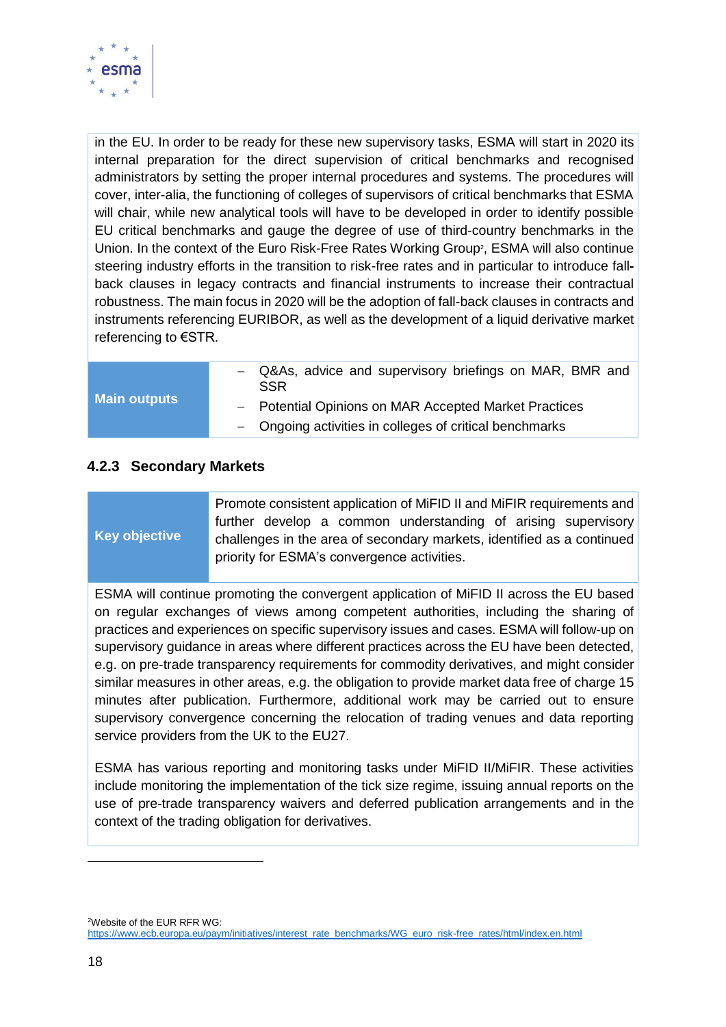in the EU. In order to be ready for these new supervisory tasks, ESMA will start in 2020 its internal preparation for the direct supervision of critical benchmarks and recognised administrators by setting the proper internal procedures and systems. The procedures will cover, inter-alia, the functioning of colleges of supervisors of critical benchmarks that ESMA will chair, while new analytical tools will have to be developed in order to identify possible EU critical benchmarks and gauge the degree of use of third-country benchmarks in the Union. In the context of the Euro Risk-Free Rates Working Group[2], ESMA will also continue steering industry efforts in the transition to risk-free rates and in particular to introduce fall-back clauses in legacy contracts and financial instruments to increase their contractual robustness. The main focus in 2020 will be the adoption of fall-back clauses in contracts and instruments referencing EURIBOR, as well as the development of a liquid derivative market referencing to €STR.

| **Main outputs** | – Q&As, advice and supervisory briefings on MAR, BMR and SSR<br>– Potential Opinions on MAR Accepted Market Practices<br>– Ongoing activities in colleges of critical benchmarks |
|---|---|

### 4.2.3 Secondary Markets

| **Key objective** | Promote consistent application of MiFID II and MiFIR requirements and further develop a common understanding of arising supervisory challenges in the area of secondary markets, identified as a continued priority for ESMA's convergence activities. |
|---|---|

ESMA will continue promoting the convergent application of MiFID II across the EU based on regular exchanges of views among competent authorities, including the sharing of practices and experiences on specific supervisory issues and cases. ESMA will follow-up on supervisory guidance in areas where different practices across the EU have been detected, e.g. on pre-trade transparency requirements for commodity derivatives, and might consider similar measures in other areas, e.g. the obligation to provide market data free of charge 15 minutes after publication. Furthermore, additional work may be carried out to ensure supervisory convergence concerning the relocation of trading venues and data reporting service providers from the UK to the EU27.

ESMA has various reporting and monitoring tasks under MiFID II/MiFIR. These activities include monitoring the implementation of the tick size regime, issuing annual reports on the use of pre-trade transparency waivers and deferred publication arrangements and in the context of the trading obligation for derivatives.

[2]Website of the EUR RFR WG: https://www.ecb.europa.eu/paym/initiatives/interest_rate_benchmarks/WG_euro_risk-free_rates/html/index.en.html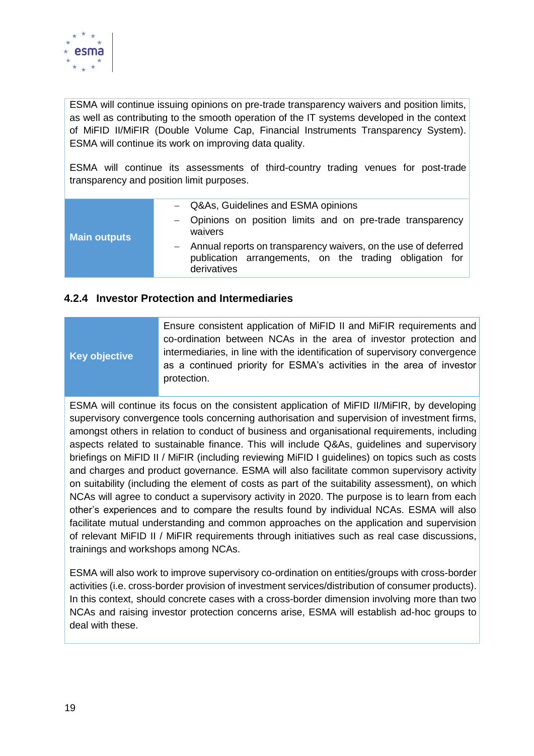ESMA will continue issuing opinions on pre-trade transparency waivers and position limits, as well as contributing to the smooth operation of the IT systems developed in the context of MiFID II/MiFIR (Double Volume Cap, Financial Instruments Transparency System). ESMA will continue its work on improving data quality.

ESMA will continue its assessments of third-country trading venues for post-trade transparency and position limit purposes.

| | |
|---|---|
| **Main outputs** | – Q&As, Guidelines and ESMA opinions<br>– Opinions on position limits and on pre-trade transparency waivers<br>– Annual reports on transparency waivers, on the use of deferred publication arrangements, on the trading obligation for derivatives |

### 4.2.4 Investor Protection and Intermediaries

| | |
|---|---|
| **Key objective** | Ensure consistent application of MiFID II and MiFIR requirements and co-ordination between NCAs in the area of investor protection and intermediaries, in line with the identification of supervisory convergence as a continued priority for ESMA's activities in the area of investor protection. |

ESMA will continue its focus on the consistent application of MiFID II/MiFIR, by developing supervisory convergence tools concerning authorisation and supervision of investment firms, amongst others in relation to conduct of business and organisational requirements, including aspects related to sustainable finance. This will include Q&As, guidelines and supervisory briefings on MiFID II / MiFIR (including reviewing MiFID I guidelines) on topics such as costs and charges and product governance. ESMA will also facilitate common supervisory activity on suitability (including the element of costs as part of the suitability assessment), on which NCAs will agree to conduct a supervisory activity in 2020. The purpose is to learn from each other's experiences and to compare the results found by individual NCAs. ESMA will also facilitate mutual understanding and common approaches on the application and supervision of relevant MiFID II / MiFIR requirements through initiatives such as real case discussions, trainings and workshops among NCAs.

ESMA will also work to improve supervisory co-ordination on entities/groups with cross-border activities (i.e. cross-border provision of investment services/distribution of consumer products). In this context, should concrete cases with a cross-border dimension involving more than two NCAs and raising investor protection concerns arise, ESMA will establish ad-hoc groups to deal with these.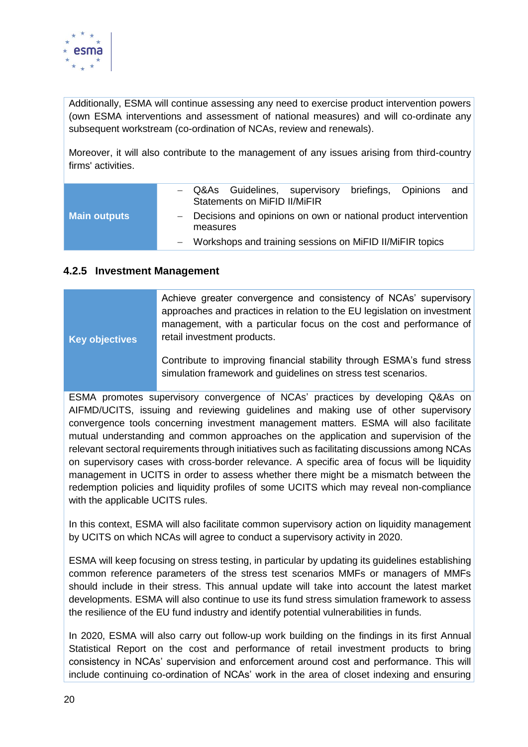Additionally, ESMA will continue assessing any need to exercise product intervention powers (own ESMA interventions and assessment of national measures) and will co-ordinate any subsequent workstream (co-ordination of NCAs, review and renewals).

Moreover, it will also contribute to the management of any issues arising from third-country firms' activities.

| | |
|---|---|
| **Main outputs** | – Q&As Guidelines, supervisory briefings, Opinions and Statements on MiFID II/MiFIR<br>– Decisions and opinions on own or national product intervention measures<br>– Workshops and training sessions on MiFID II/MiFIR topics |

### 4.2.5 Investment Management

| | |
|---|---|
| **Key objectives** | Achieve greater convergence and consistency of NCAs' supervisory approaches and practices in relation to the EU legislation on investment management, with a particular focus on the cost and performance of retail investment products.<br><br>Contribute to improving financial stability through ESMA's fund stress simulation framework and guidelines on stress test scenarios. |

ESMA promotes supervisory convergence of NCAs' practices by developing Q&As on AIFMD/UCITS, issuing and reviewing guidelines and making use of other supervisory convergence tools concerning investment management matters. ESMA will also facilitate mutual understanding and common approaches on the application and supervision of the relevant sectoral requirements through initiatives such as facilitating discussions among NCAs on supervisory cases with cross-border relevance. A specific area of focus will be liquidity management in UCITS in order to assess whether there might be a mismatch between the redemption policies and liquidity profiles of some UCITS which may reveal non-compliance with the applicable UCITS rules.

In this context, ESMA will also facilitate common supervisory action on liquidity management by UCITS on which NCAs will agree to conduct a supervisory activity in 2020.

ESMA will keep focusing on stress testing, in particular by updating its guidelines establishing common reference parameters of the stress test scenarios MMFs or managers of MMFs should include in their stress. This annual update will take into account the latest market developments. ESMA will also continue to use its fund stress simulation framework to assess the resilience of the EU fund industry and identify potential vulnerabilities in funds.

In 2020, ESMA will also carry out follow-up work building on the findings in its first Annual Statistical Report on the cost and performance of retail investment products to bring consistency in NCAs' supervision and enforcement around cost and performance. This will include continuing co-ordination of NCAs' work in the area of closet indexing and ensuring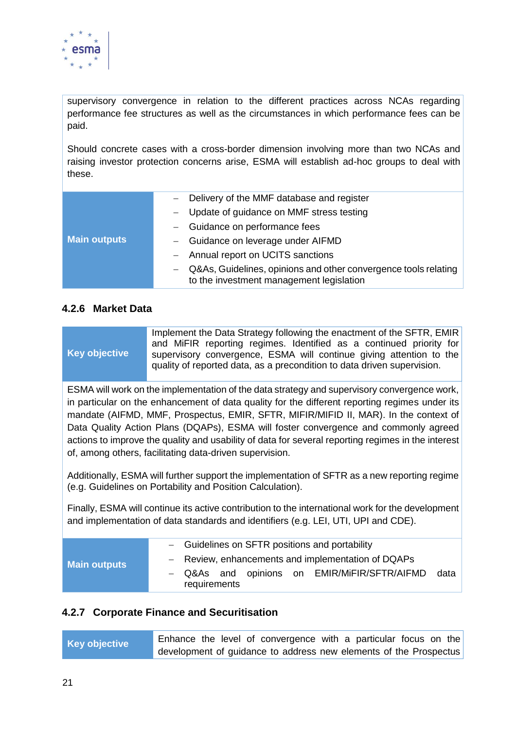supervisory convergence in relation to the different practices across NCAs regarding performance fee structures as well as the circumstances in which performance fees can be paid.

Should concrete cases with a cross-border dimension involving more than two NCAs and raising investor protection concerns arise, ESMA will establish ad-hoc groups to deal with these.

| | |
|---|---|
| **Main outputs** | – Delivery of the MMF database and register<br>– Update of guidance on MMF stress testing<br>– Guidance on performance fees<br>– Guidance on leverage under AIFMD<br>– Annual report on UCITS sanctions<br>– Q&As, Guidelines, opinions and other convergence tools relating to the investment management legislation |

### 4.2.6 Market Data

| | |
|---|---|
| **Key objective** | Implement the Data Strategy following the enactment of the SFTR, EMIR and MiFIR reporting regimes. Identified as a continued priority for supervisory convergence, ESMA will continue giving attention to the quality of reported data, as a precondition to data driven supervision. |

ESMA will work on the implementation of the data strategy and supervisory convergence work, in particular on the enhancement of data quality for the different reporting regimes under its mandate (AIFMD, MMF, Prospectus, EMIR, SFTR, MIFIR/MIFID II, MAR). In the context of Data Quality Action Plans (DQAPs), ESMA will foster convergence and commonly agreed actions to improve the quality and usability of data for several reporting regimes in the interest of, among others, facilitating data-driven supervision.

Additionally, ESMA will further support the implementation of SFTR as a new reporting regime (e.g. Guidelines on Portability and Position Calculation).

Finally, ESMA will continue its active contribution to the international work for the development and implementation of data standards and identifiers (e.g. LEI, UTI, UPI and CDE).

| | |
|---|---|
| **Main outputs** | – Guidelines on SFTR positions and portability<br>– Review, enhancements and implementation of DQAPs<br>– Q&As and opinions on EMIR/MiFIR/SFTR/AIFMD data requirements |

### 4.2.7 Corporate Finance and Securitisation

| | |
|---|---|
| **Key objective** | Enhance the level of convergence with a particular focus on the development of guidance to address new elements of the Prospectus |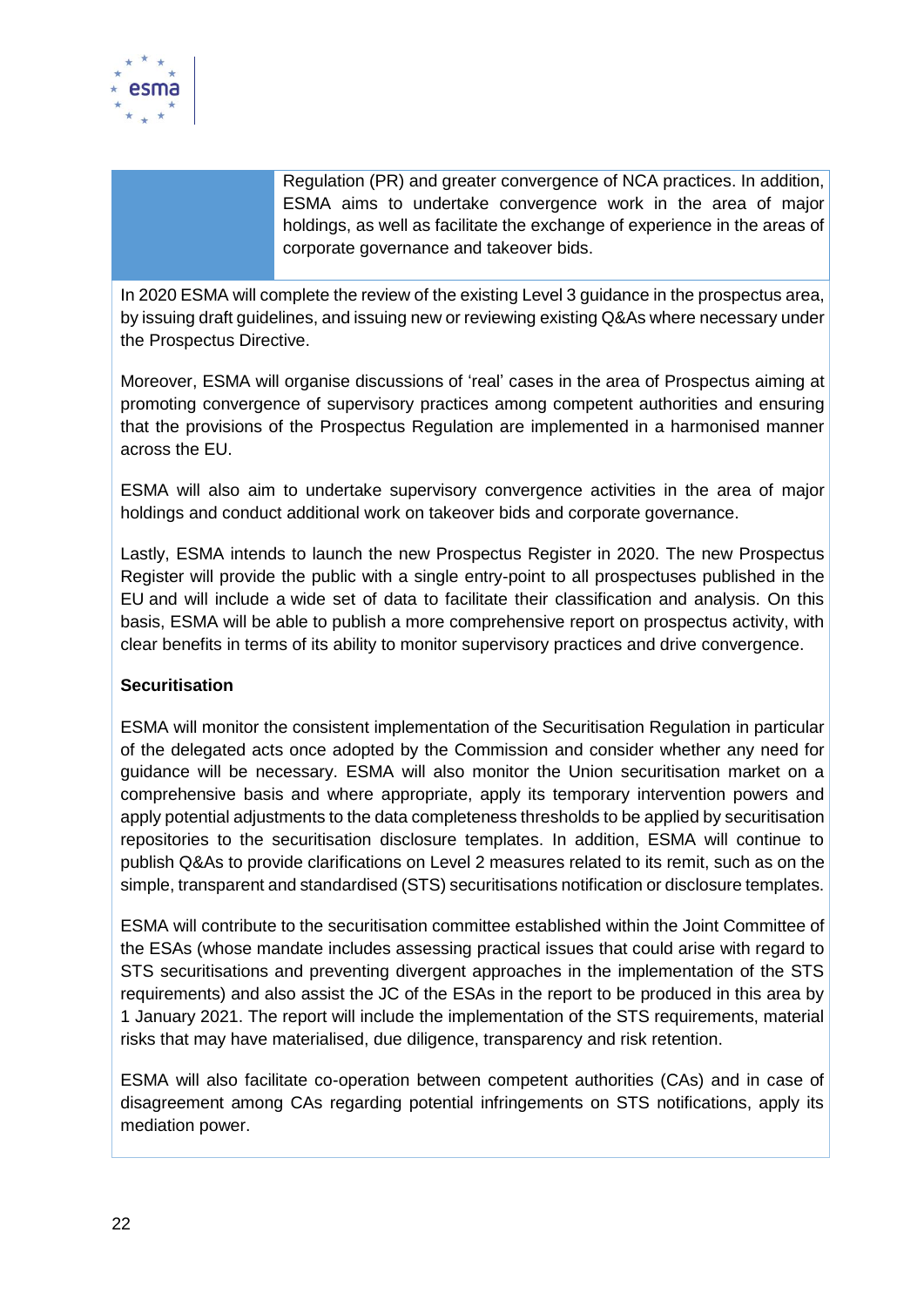Regulation (PR) and greater convergence of NCA practices. In addition, ESMA aims to undertake convergence work in the area of major holdings, as well as facilitate the exchange of experience in the areas of corporate governance and takeover bids.

In 2020 ESMA will complete the review of the existing Level 3 guidance in the prospectus area, by issuing draft guidelines, and issuing new or reviewing existing Q&As where necessary under the Prospectus Directive.

Moreover, ESMA will organise discussions of 'real' cases in the area of Prospectus aiming at promoting convergence of supervisory practices among competent authorities and ensuring that the provisions of the Prospectus Regulation are implemented in a harmonised manner across the EU.

ESMA will also aim to undertake supervisory convergence activities in the area of major holdings and conduct additional work on takeover bids and corporate governance.

Lastly, ESMA intends to launch the new Prospectus Register in 2020. The new Prospectus Register will provide the public with a single entry-point to all prospectuses published in the EU and will include a wide set of data to facilitate their classification and analysis. On this basis, ESMA will be able to publish a more comprehensive report on prospectus activity, with clear benefits in terms of its ability to monitor supervisory practices and drive convergence.

**Securitisation**

ESMA will monitor the consistent implementation of the Securitisation Regulation in particular of the delegated acts once adopted by the Commission and consider whether any need for guidance will be necessary. ESMA will also monitor the Union securitisation market on a comprehensive basis and where appropriate, apply its temporary intervention powers and apply potential adjustments to the data completeness thresholds to be applied by securitisation repositories to the securitisation disclosure templates. In addition, ESMA will continue to publish Q&As to provide clarifications on Level 2 measures related to its remit, such as on the simple, transparent and standardised (STS) securitisations notification or disclosure templates.

ESMA will contribute to the securitisation committee established within the Joint Committee of the ESAs (whose mandate includes assessing practical issues that could arise with regard to STS securitisations and preventing divergent approaches in the implementation of the STS requirements) and also assist the JC of the ESAs in the report to be produced in this area by 1 January 2021. The report will include the implementation of the STS requirements, material risks that may have materialised, due diligence, transparency and risk retention.

ESMA will also facilitate co-operation between competent authorities (CAs) and in case of disagreement among CAs regarding potential infringements on STS notifications, apply its mediation power.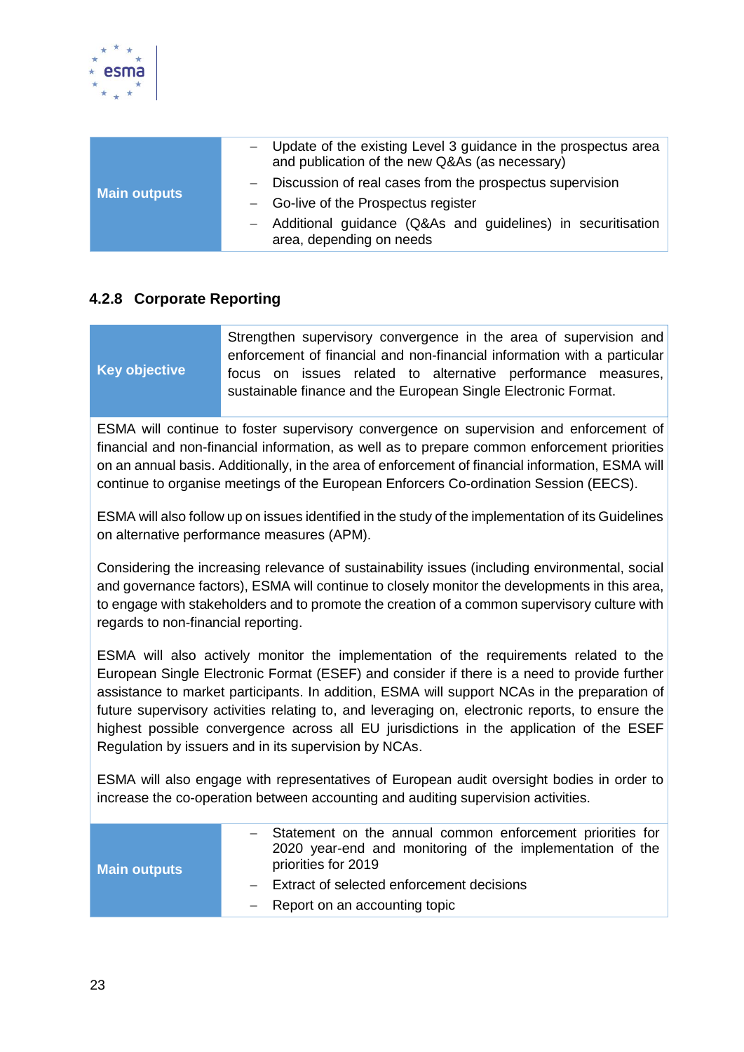| Main outputs | – Update of the existing Level 3 guidance in the prospectus area and publication of the new Q&As (as necessary)<br>– Discussion of real cases from the prospectus supervision<br>– Go-live of the Prospectus register<br>– Additional guidance (Q&As and guidelines) in securitisation area, depending on needs |
|---|---|

### 4.2.8 Corporate Reporting

| Key objective | Strengthen supervisory convergence in the area of supervision and enforcement of financial and non-financial information with a particular focus on issues related to alternative performance measures, sustainable finance and the European Single Electronic Format. |
|---|---|

ESMA will continue to foster supervisory convergence on supervision and enforcement of financial and non-financial information, as well as to prepare common enforcement priorities on an annual basis. Additionally, in the area of enforcement of financial information, ESMA will continue to organise meetings of the European Enforcers Co-ordination Session (EECS).

ESMA will also follow up on issues identified in the study of the implementation of its Guidelines on alternative performance measures (APM).

Considering the increasing relevance of sustainability issues (including environmental, social and governance factors), ESMA will continue to closely monitor the developments in this area, to engage with stakeholders and to promote the creation of a common supervisory culture with regards to non-financial reporting.

ESMA will also actively monitor the implementation of the requirements related to the European Single Electronic Format (ESEF) and consider if there is a need to provide further assistance to market participants. In addition, ESMA will support NCAs in the preparation of future supervisory activities relating to, and leveraging on, electronic reports, to ensure the highest possible convergence across all EU jurisdictions in the application of the ESEF Regulation by issuers and in its supervision by NCAs.

ESMA will also engage with representatives of European audit oversight bodies in order to increase the co-operation between accounting and auditing supervision activities.

| Main outputs | – Statement on the annual common enforcement priorities for 2020 year-end and monitoring of the implementation of the priorities for 2019<br>– Extract of selected enforcement decisions<br>– Report on an accounting topic |
|---|---|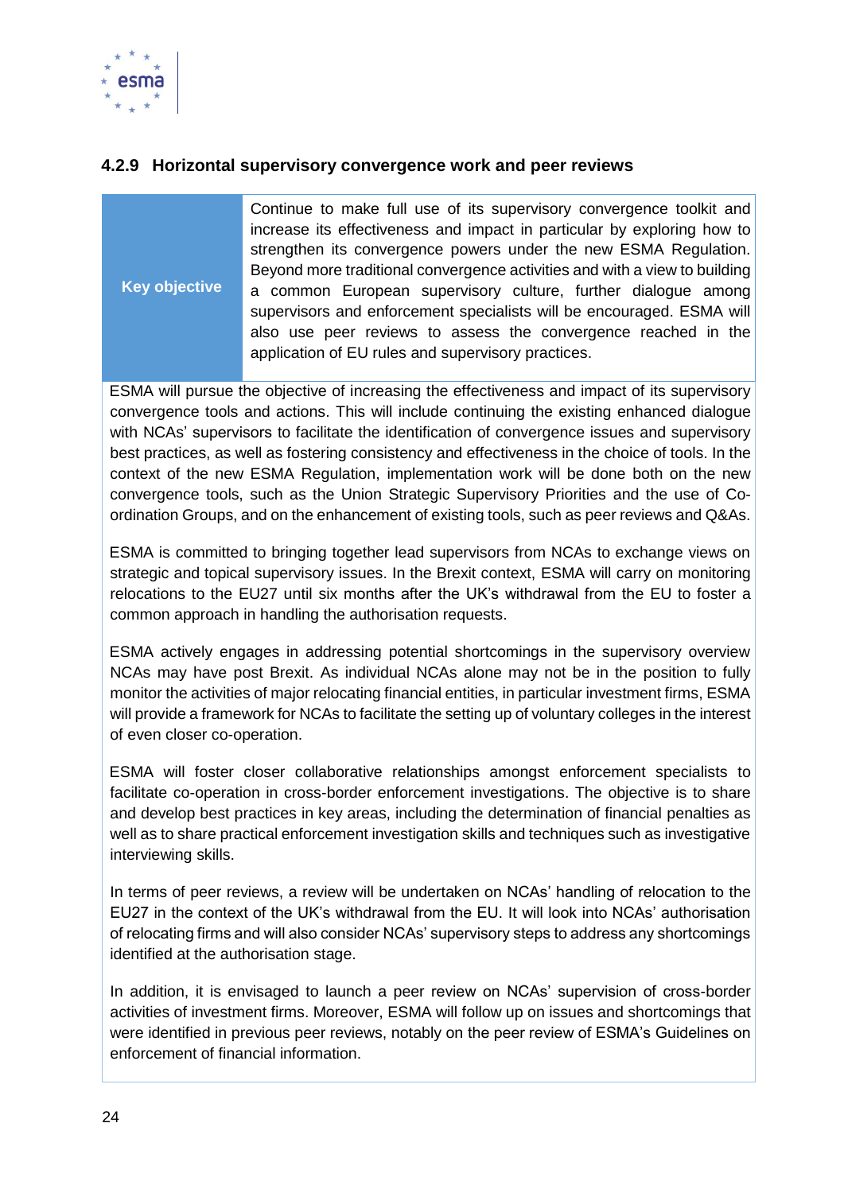### 4.2.9 Horizontal supervisory convergence work and peer reviews

| Key objective | Continue to make full use of its supervisory convergence toolkit and increase its effectiveness and impact in particular by exploring how to strengthen its convergence powers under the new ESMA Regulation. Beyond more traditional convergence activities and with a view to building a common European supervisory culture, further dialogue among supervisors and enforcement specialists will be encouraged. ESMA will also use peer reviews to assess the convergence reached in the application of EU rules and supervisory practices. |
|---|---|

ESMA will pursue the objective of increasing the effectiveness and impact of its supervisory convergence tools and actions. This will include continuing the existing enhanced dialogue with NCAs' supervisors to facilitate the identification of convergence issues and supervisory best practices, as well as fostering consistency and effectiveness in the choice of tools. In the context of the new ESMA Regulation, implementation work will be done both on the new convergence tools, such as the Union Strategic Supervisory Priorities and the use of Co-ordination Groups, and on the enhancement of existing tools, such as peer reviews and Q&As.

ESMA is committed to bringing together lead supervisors from NCAs to exchange views on strategic and topical supervisory issues. In the Brexit context, ESMA will carry on monitoring relocations to the EU27 until six months after the UK's withdrawal from the EU to foster a common approach in handling the authorisation requests.

ESMA actively engages in addressing potential shortcomings in the supervisory overview NCAs may have post Brexit. As individual NCAs alone may not be in the position to fully monitor the activities of major relocating financial entities, in particular investment firms, ESMA will provide a framework for NCAs to facilitate the setting up of voluntary colleges in the interest of even closer co-operation.

ESMA will foster closer collaborative relationships amongst enforcement specialists to facilitate co-operation in cross-border enforcement investigations. The objective is to share and develop best practices in key areas, including the determination of financial penalties as well as to share practical enforcement investigation skills and techniques such as investigative interviewing skills.

In terms of peer reviews, a review will be undertaken on NCAs' handling of relocation to the EU27 in the context of the UK's withdrawal from the EU. It will look into NCAs' authorisation of relocating firms and will also consider NCAs' supervisory steps to address any shortcomings identified at the authorisation stage.

In addition, it is envisaged to launch a peer review on NCAs' supervision of cross-border activities of investment firms. Moreover, ESMA will follow up on issues and shortcomings that were identified in previous peer reviews, notably on the peer review of ESMA's Guidelines on enforcement of financial information.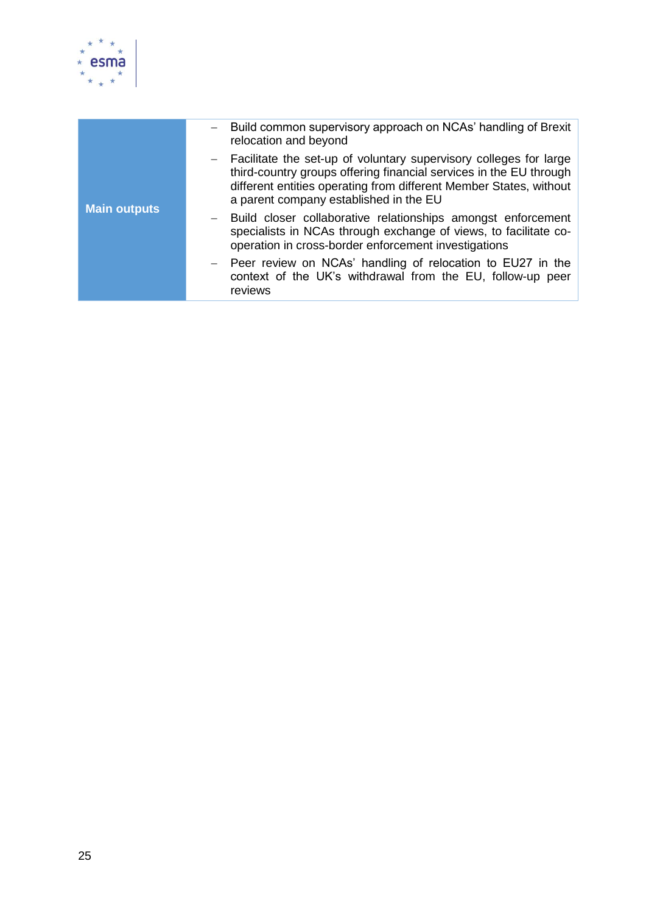| Main outputs | – Build common supervisory approach on NCAs' handling of Brexit relocation and beyond<br>– Facilitate the set-up of voluntary supervisory colleges for large third-country groups offering financial services in the EU through different entities operating from different Member States, without a parent company established in the EU<br>– Build closer collaborative relationships amongst enforcement specialists in NCAs through exchange of views, to facilitate co-operation in cross-border enforcement investigations<br>– Peer review on NCAs' handling of relocation to EU27 in the context of the UK's withdrawal from the EU, follow-up peer reviews |
|---|---|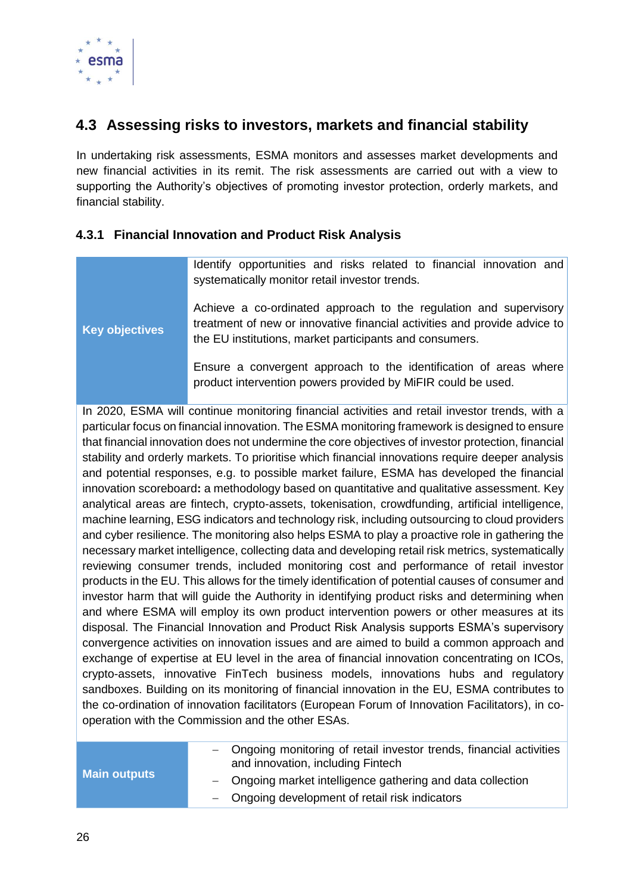## 4.3 Assessing risks to investors, markets and financial stability

In undertaking risk assessments, ESMA monitors and assesses market developments and new financial activities in its remit. The risk assessments are carried out with a view to supporting the Authority's objectives of promoting investor protection, orderly markets, and financial stability.

### 4.3.1 Financial Innovation and Product Risk Analysis

| | |
|---|---|
| **Key objectives** | Identify opportunities and risks related to financial innovation and systematically monitor retail investor trends.<br><br>Achieve a co-ordinated approach to the regulation and supervisory treatment of new or innovative financial activities and provide advice to the EU institutions, market participants and consumers.<br><br>Ensure a convergent approach to the identification of areas where product intervention powers provided by MiFIR could be used. |

In 2020, ESMA will continue monitoring financial activities and retail investor trends, with a particular focus on financial innovation. The ESMA monitoring framework is designed to ensure that financial innovation does not undermine the core objectives of investor protection, financial stability and orderly markets. To prioritise which financial innovations require deeper analysis and potential responses, e.g. to possible market failure, ESMA has developed the financial innovation scoreboard**:** a methodology based on quantitative and qualitative assessment. Key analytical areas are fintech, crypto-assets, tokenisation, crowdfunding, artificial intelligence, machine learning, ESG indicators and technology risk, including outsourcing to cloud providers and cyber resilience. The monitoring also helps ESMA to play a proactive role in gathering the necessary market intelligence, collecting data and developing retail risk metrics, systematically reviewing consumer trends, included monitoring cost and performance of retail investor products in the EU. This allows for the timely identification of potential causes of consumer and investor harm that will guide the Authority in identifying product risks and determining when and where ESMA will employ its own product intervention powers or other measures at its disposal. The Financial Innovation and Product Risk Analysis supports ESMA's supervisory convergence activities on innovation issues and are aimed to build a common approach and exchange of expertise at EU level in the area of financial innovation concentrating on ICOs, crypto-assets, innovative FinTech business models, innovations hubs and regulatory sandboxes. Building on its monitoring of financial innovation in the EU, ESMA contributes to the co-ordination of innovation facilitators (European Forum of Innovation Facilitators), in co-operation with the Commission and the other ESAs.

| | |
|---|---|
| **Main outputs** | – Ongoing monitoring of retail investor trends, financial activities and innovation, including Fintech<br>– Ongoing market intelligence gathering and data collection<br>– Ongoing development of retail risk indicators |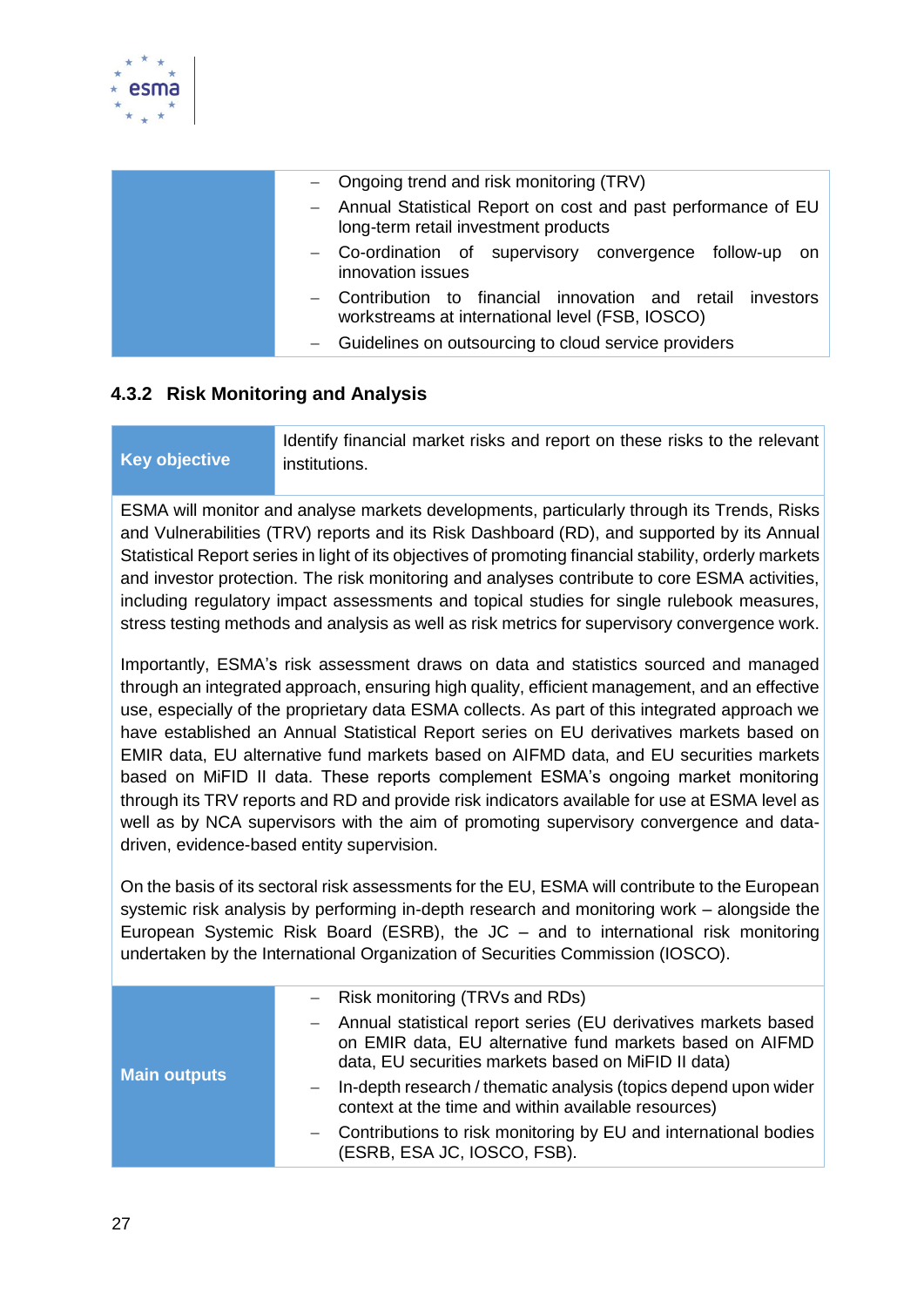|  |  |
|---|---|
|  | – Ongoing trend and risk monitoring (TRV)<br>– Annual Statistical Report on cost and past performance of EU long-term retail investment products<br>– Co-ordination of supervisory convergence follow-up on innovation issues<br>– Contribution to financial innovation and retail investors workstreams at international level (FSB, IOSCO)<br>– Guidelines on outsourcing to cloud service providers |

### 4.3.2 Risk Monitoring and Analysis

| **Key objective** | Identify financial market risks and report on these risks to the relevant institutions. |
|---|---|

ESMA will monitor and analyse markets developments, particularly through its Trends, Risks and Vulnerabilities (TRV) reports and its Risk Dashboard (RD), and supported by its Annual Statistical Report series in light of its objectives of promoting financial stability, orderly markets and investor protection. The risk monitoring and analyses contribute to core ESMA activities, including regulatory impact assessments and topical studies for single rulebook measures, stress testing methods and analysis as well as risk metrics for supervisory convergence work.

Importantly, ESMA's risk assessment draws on data and statistics sourced and managed through an integrated approach, ensuring high quality, efficient management, and an effective use, especially of the proprietary data ESMA collects. As part of this integrated approach we have established an Annual Statistical Report series on EU derivatives markets based on EMIR data, EU alternative fund markets based on AIFMD data, and EU securities markets based on MiFID II data. These reports complement ESMA's ongoing market monitoring through its TRV reports and RD and provide risk indicators available for use at ESMA level as well as by NCA supervisors with the aim of promoting supervisory convergence and data-driven, evidence-based entity supervision.

On the basis of its sectoral risk assessments for the EU, ESMA will contribute to the European systemic risk analysis by performing in-depth research and monitoring work – alongside the European Systemic Risk Board (ESRB), the JC – and to international risk monitoring undertaken by the International Organization of Securities Commission (IOSCO).

| **Main outputs** | – Risk monitoring (TRVs and RDs)<br>– Annual statistical report series (EU derivatives markets based on EMIR data, EU alternative fund markets based on AIFMD data, EU securities markets based on MiFID II data)<br>– In-depth research / thematic analysis (topics depend upon wider context at the time and within available resources)<br>– Contributions to risk monitoring by EU and international bodies (ESRB, ESA JC, IOSCO, FSB). |
|---|---|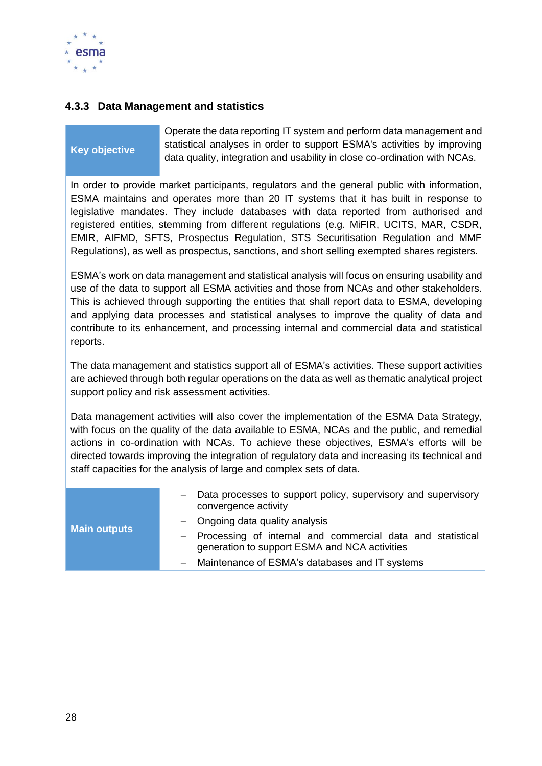### 4.3.3 Data Management and statistics

| **Key objective** | Operate the data reporting IT system and perform data management and statistical analyses in order to support ESMA's activities by improving data quality, integration and usability in close co-ordination with NCAs. |
|---|---|

In order to provide market participants, regulators and the general public with information, ESMA maintains and operates more than 20 IT systems that it has built in response to legislative mandates. They include databases with data reported from authorised and registered entities, stemming from different regulations (e.g. MiFIR, UCITS, MAR, CSDR, EMIR, AIFMD, SFTS, Prospectus Regulation, STS Securitisation Regulation and MMF Regulations), as well as prospectus, sanctions, and short selling exempted shares registers.

ESMA's work on data management and statistical analysis will focus on ensuring usability and use of the data to support all ESMA activities and those from NCAs and other stakeholders. This is achieved through supporting the entities that shall report data to ESMA, developing and applying data processes and statistical analyses to improve the quality of data and contribute to its enhancement, and processing internal and commercial data and statistical reports.

The data management and statistics support all of ESMA's activities. These support activities are achieved through both regular operations on the data as well as thematic analytical project support policy and risk assessment activities.

Data management activities will also cover the implementation of the ESMA Data Strategy, with focus on the quality of the data available to ESMA, NCAs and the public, and remedial actions in co-ordination with NCAs. To achieve these objectives, ESMA's efforts will be directed towards improving the integration of regulatory data and increasing its technical and staff capacities for the analysis of large and complex sets of data.

| **Main outputs** | – Data processes to support policy, supervisory and supervisory convergence activity<br>– Ongoing data quality analysis<br>– Processing of internal and commercial data and statistical generation to support ESMA and NCA activities<br>– Maintenance of ESMA's databases and IT systems |
|---|---|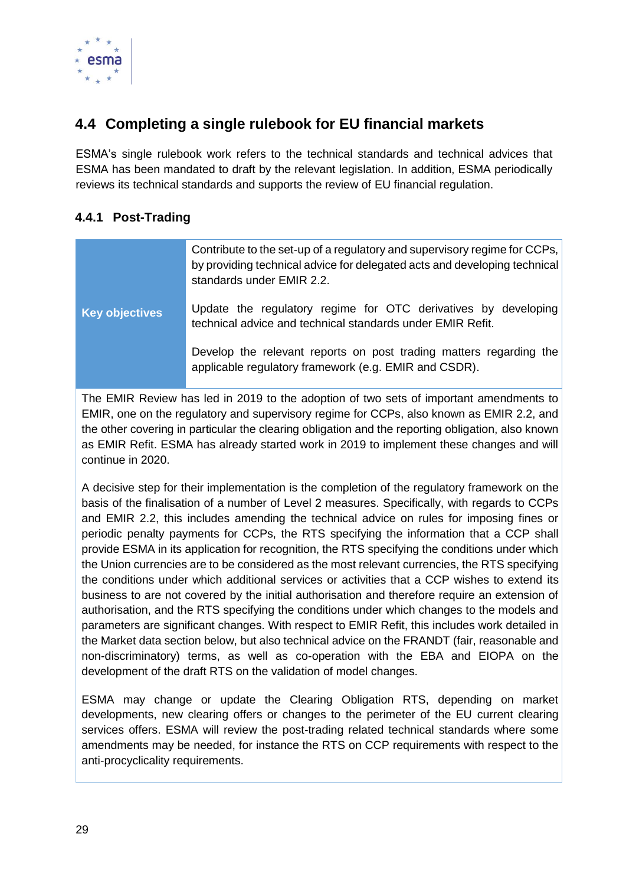## 4.4 Completing a single rulebook for EU financial markets

ESMA's single rulebook work refers to the technical standards and technical advices that ESMA has been mandated to draft by the relevant legislation. In addition, ESMA periodically reviews its technical standards and supports the review of EU financial regulation.

### 4.4.1 Post-Trading

| | |
|---|---|
| **Key objectives** | Contribute to the set-up of a regulatory and supervisory regime for CCPs, by providing technical advice for delegated acts and developing technical standards under EMIR 2.2.<br><br>Update the regulatory regime for OTC derivatives by developing technical advice and technical standards under EMIR Refit.<br><br>Develop the relevant reports on post trading matters regarding the applicable regulatory framework (e.g. EMIR and CSDR). |

The EMIR Review has led in 2019 to the adoption of two sets of important amendments to EMIR, one on the regulatory and supervisory regime for CCPs, also known as EMIR 2.2, and the other covering in particular the clearing obligation and the reporting obligation, also known as EMIR Refit. ESMA has already started work in 2019 to implement these changes and will continue in 2020.

A decisive step for their implementation is the completion of the regulatory framework on the basis of the finalisation of a number of Level 2 measures. Specifically, with regards to CCPs and EMIR 2.2, this includes amending the technical advice on rules for imposing fines or periodic penalty payments for CCPs, the RTS specifying the information that a CCP shall provide ESMA in its application for recognition, the RTS specifying the conditions under which the Union currencies are to be considered as the most relevant currencies, the RTS specifying the conditions under which additional services or activities that a CCP wishes to extend its business to are not covered by the initial authorisation and therefore require an extension of authorisation, and the RTS specifying the conditions under which changes to the models and parameters are significant changes. With respect to EMIR Refit, this includes work detailed in the Market data section below, but also technical advice on the FRANDT (fair, reasonable and non-discriminatory) terms, as well as co-operation with the EBA and EIOPA on the development of the draft RTS on the validation of model changes.

ESMA may change or update the Clearing Obligation RTS, depending on market developments, new clearing offers or changes to the perimeter of the EU current clearing services offers. ESMA will review the post-trading related technical standards where some amendments may be needed, for instance the RTS on CCP requirements with respect to the anti-procyclicality requirements.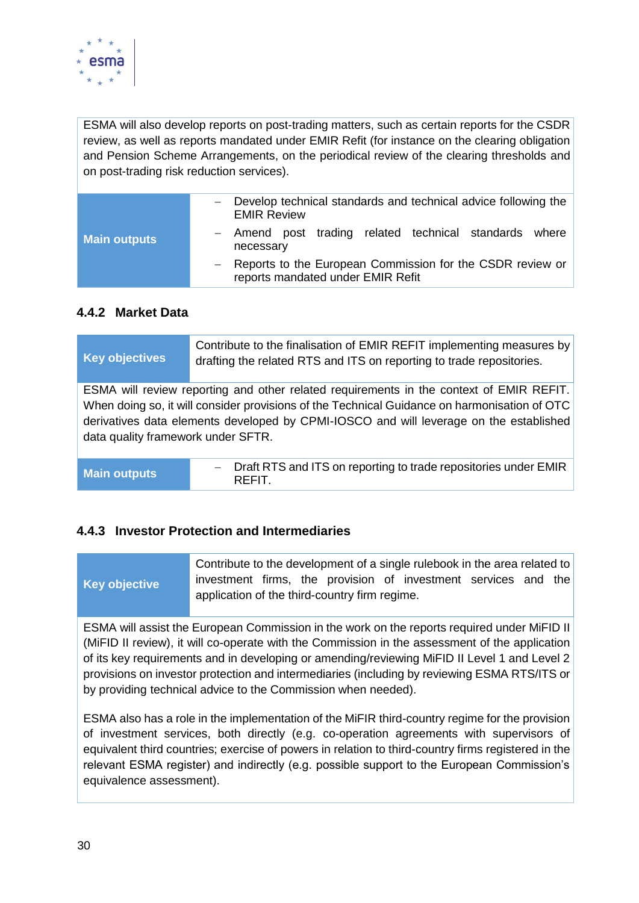ESMA will also develop reports on post-trading matters, such as certain reports for the CSDR review, as well as reports mandated under EMIR Refit (for instance on the clearing obligation and Pension Scheme Arrangements, on the periodical review of the clearing thresholds and on post-trading risk reduction services).

| **Main outputs** | – Develop technical standards and technical advice following the EMIR Review<br>– Amend post trading related technical standards where necessary<br>– Reports to the European Commission for the CSDR review or reports mandated under EMIR Refit |
|---|---|

### 4.4.2 Market Data

| **Key objectives** | Contribute to the finalisation of EMIR REFIT implementing measures by drafting the related RTS and ITS on reporting to trade repositories. |
|---|---|

ESMA will review reporting and other related requirements in the context of EMIR REFIT. When doing so, it will consider provisions of the Technical Guidance on harmonisation of OTC derivatives data elements developed by CPMI-IOSCO and will leverage on the established data quality framework under SFTR.

| **Main outputs** | – Draft RTS and ITS on reporting to trade repositories under EMIR REFIT. |
|---|---|

### 4.4.3 Investor Protection and Intermediaries

| **Key objective** | Contribute to the development of a single rulebook in the area related to investment firms, the provision of investment services and the application of the third-country firm regime. |
|---|---|

ESMA will assist the European Commission in the work on the reports required under MiFID II (MiFID II review), it will co-operate with the Commission in the assessment of the application of its key requirements and in developing or amending/reviewing MiFID II Level 1 and Level 2 provisions on investor protection and intermediaries (including by reviewing ESMA RTS/ITS or by providing technical advice to the Commission when needed).

ESMA also has a role in the implementation of the MiFIR third-country regime for the provision of investment services, both directly (e.g. co-operation agreements with supervisors of equivalent third countries; exercise of powers in relation to third-country firms registered in the relevant ESMA register) and indirectly (e.g. possible support to the European Commission's equivalence assessment).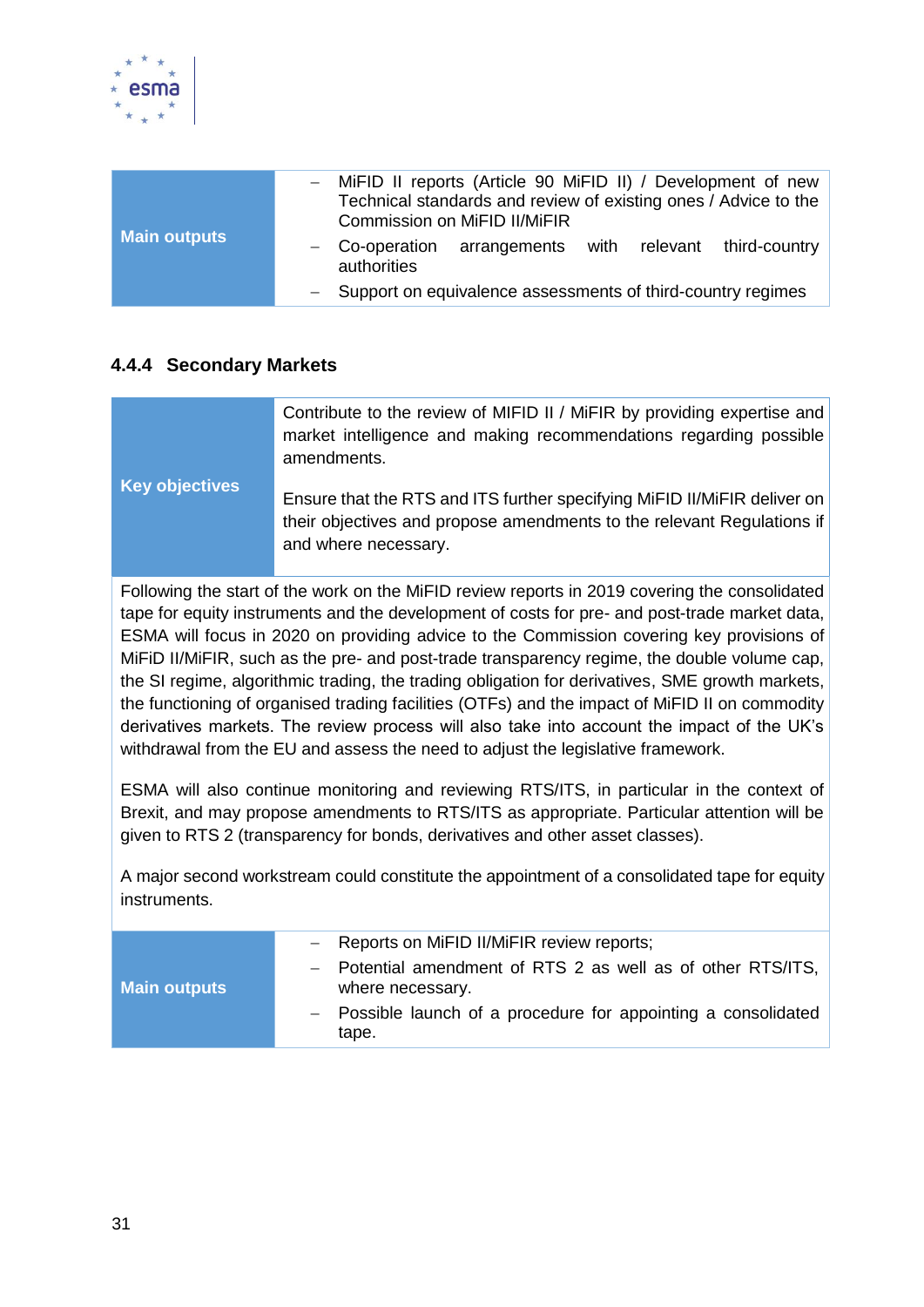| Main outputs | – MiFID II reports (Article 90 MiFID II) / Development of new Technical standards and review of existing ones / Advice to the Commission on MiFID II/MiFIR<br>– Co-operation arrangements with relevant third-country authorities<br>– Support on equivalence assessments of third-country regimes |
|---|---|

### 4.4.4 Secondary Markets

| Key objectives | Contribute to the review of MIFID II / MiFIR by providing expertise and market intelligence and making recommendations regarding possible amendments.<br><br>Ensure that the RTS and ITS further specifying MiFID II/MiFIR deliver on their objectives and propose amendments to the relevant Regulations if and where necessary. |
|---|---|

Following the start of the work on the MiFID review reports in 2019 covering the consolidated tape for equity instruments and the development of costs for pre- and post-trade market data, ESMA will focus in 2020 on providing advice to the Commission covering key provisions of MiFID II/MiFIR, such as the pre- and post-trade transparency regime, the double volume cap, the SI regime, algorithmic trading, the trading obligation for derivatives, SME growth markets, the functioning of organised trading facilities (OTFs) and the impact of MiFID II on commodity derivatives markets. The review process will also take into account the impact of the UK's withdrawal from the EU and assess the need to adjust the legislative framework.

ESMA will also continue monitoring and reviewing RTS/ITS, in particular in the context of Brexit, and may propose amendments to RTS/ITS as appropriate. Particular attention will be given to RTS 2 (transparency for bonds, derivatives and other asset classes).

A major second workstream could constitute the appointment of a consolidated tape for equity instruments.

| Main outputs | – Reports on MiFID II/MiFIR review reports;<br>– Potential amendment of RTS 2 as well as of other RTS/ITS, where necessary.<br>– Possible launch of a procedure for appointing a consolidated tape. |
|---|---|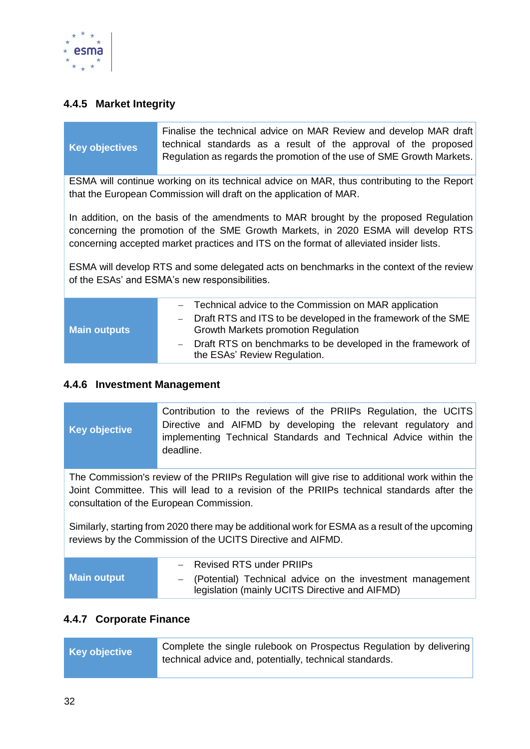### 4.4.5 Market Integrity

| **Key objectives** | Finalise the technical advice on MAR Review and develop MAR draft technical standards as a result of the approval of the proposed Regulation as regards the promotion of the use of SME Growth Markets. |
|---|---|

ESMA will continue working on its technical advice on MAR, thus contributing to the Report that the European Commission will draft on the application of MAR.

In addition, on the basis of the amendments to MAR brought by the proposed Regulation concerning the promotion of the SME Growth Markets, in 2020 ESMA will develop RTS concerning accepted market practices and ITS on the format of alleviated insider lists.

ESMA will develop RTS and some delegated acts on benchmarks in the context of the review of the ESAs' and ESMA's new responsibilities.

| **Main outputs** | – Technical advice to the Commission on MAR application<br>– Draft RTS and ITS to be developed in the framework of the SME Growth Markets promotion Regulation<br>– Draft RTS on benchmarks to be developed in the framework of the ESAs' Review Regulation. |
|---|---|

### 4.4.6 Investment Management

| **Key objective** | Contribution to the reviews of the PRIIPs Regulation, the UCITS Directive and AIFMD by developing the relevant regulatory and implementing Technical Standards and Technical Advice within the deadline. |
|---|---|

The Commission's review of the PRIIPs Regulation will give rise to additional work within the Joint Committee. This will lead to a revision of the PRIIPs technical standards after the consultation of the European Commission.

Similarly, starting from 2020 there may be additional work for ESMA as a result of the upcoming reviews by the Commission of the UCITS Directive and AIFMD.

| **Main output** | – Revised RTS under PRIIPs<br>– (Potential) Technical advice on the investment management legislation (mainly UCITS Directive and AIFMD) |
|---|---|

### 4.4.7 Corporate Finance

| **Key objective** | Complete the single rulebook on Prospectus Regulation by delivering technical advice and, potentially, technical standards. |
|---|---|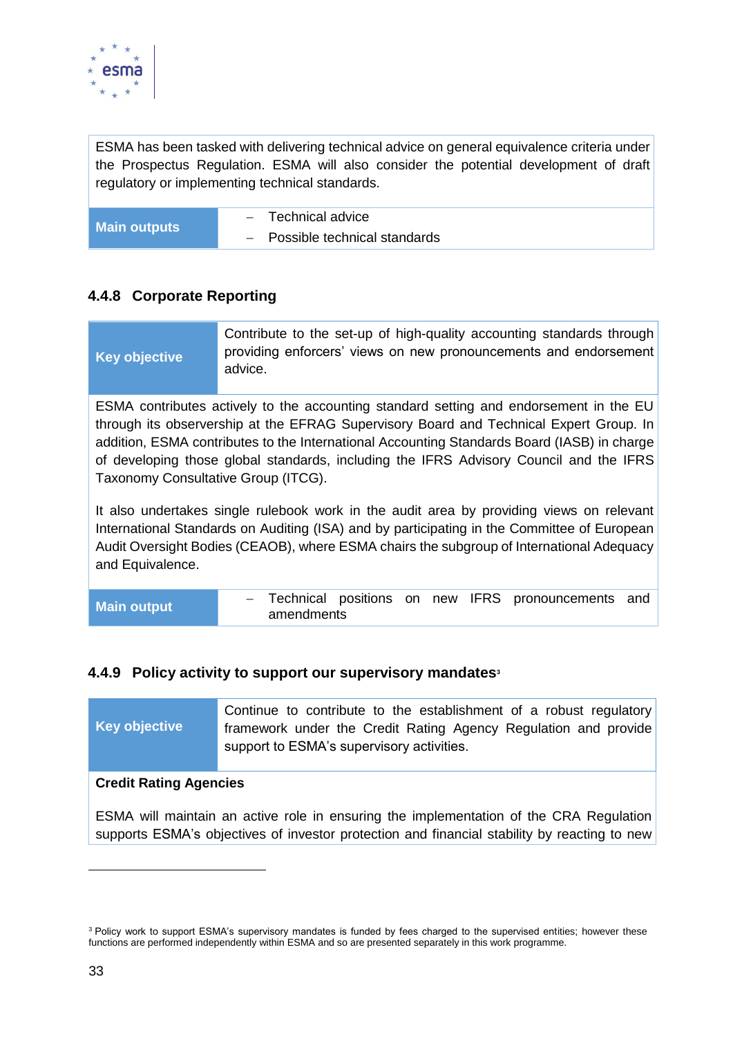| | |
|---|---|
| ESMA has been tasked with delivering technical advice on general equivalence criteria under the Prospectus Regulation. ESMA will also consider the potential development of draft regulatory or implementing technical standards. | |
| **Main outputs** | – Technical advice<br>– Possible technical standards |

### 4.4.8 Corporate Reporting

| | |
|---|---|
| **Key objective** | Contribute to the set-up of high-quality accounting standards through providing enforcers' views on new pronouncements and endorsement advice. |
| ESMA contributes actively to the accounting standard setting and endorsement in the EU through its observership at the EFRAG Supervisory Board and Technical Expert Group. In addition, ESMA contributes to the International Accounting Standards Board (IASB) in charge of developing those global standards, including the IFRS Advisory Council and the IFRS Taxonomy Consultative Group (ITCG).<br><br>It also undertakes single rulebook work in the audit area by providing views on relevant International Standards on Auditing (ISA) and by participating in the Committee of European Audit Oversight Bodies (CEAOB), where ESMA chairs the subgroup of International Adequacy and Equivalence. | |
| **Main output** | – Technical positions on new IFRS pronouncements and amendments |

### 4.4.9 Policy activity to support our supervisory mandates[3]

| | |
|---|---|
| **Key objective** | Continue to contribute to the establishment of a robust regulatory framework under the Credit Rating Agency Regulation and provide support to ESMA's supervisory activities. |
| **Credit Rating Agencies**<br><br>ESMA will maintain an active role in ensuring the implementation of the CRA Regulation supports ESMA's objectives of investor protection and financial stability by reacting to new | |

[3] Policy work to support ESMA's supervisory mandates is funded by fees charged to the supervised entities; however these functions are performed independently within ESMA and so are presented separately in this work programme.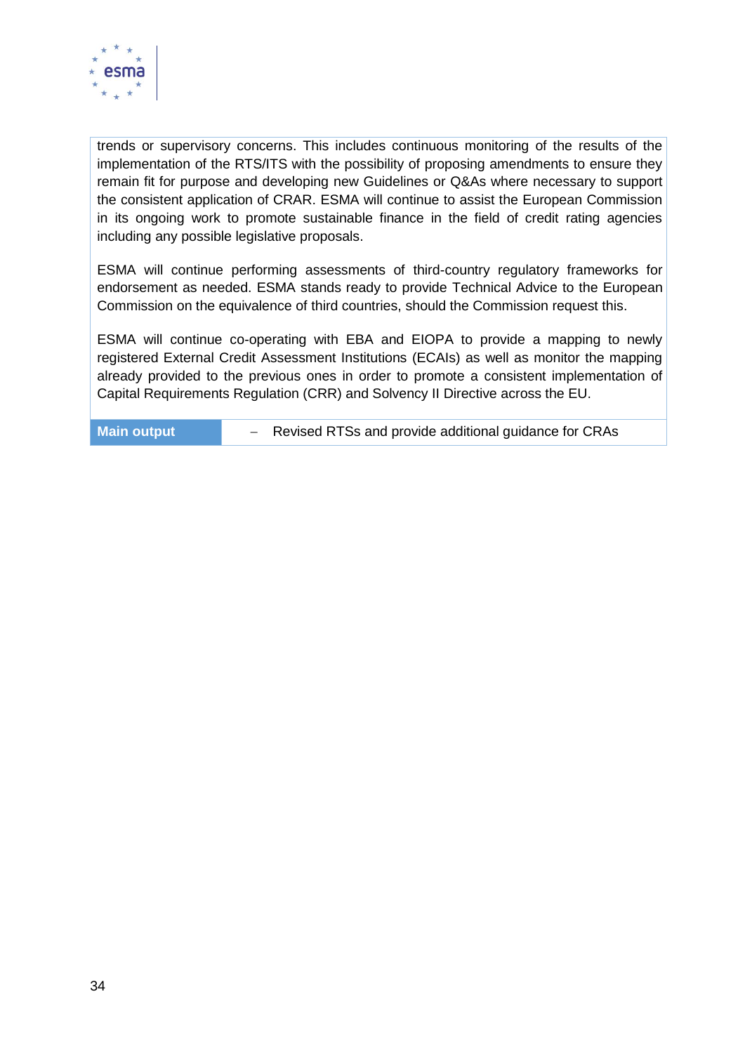trends or supervisory concerns. This includes continuous monitoring of the results of the implementation of the RTS/ITS with the possibility of proposing amendments to ensure they remain fit for purpose and developing new Guidelines or Q&As where necessary to support the consistent application of CRAR. ESMA will continue to assist the European Commission in its ongoing work to promote sustainable finance in the field of credit rating agencies including any possible legislative proposals.

ESMA will continue performing assessments of third-country regulatory frameworks for endorsement as needed. ESMA stands ready to provide Technical Advice to the European Commission on the equivalence of third countries, should the Commission request this.

ESMA will continue co-operating with EBA and EIOPA to provide a mapping to newly registered External Credit Assessment Institutions (ECAIs) as well as monitor the mapping already provided to the previous ones in order to promote a consistent implementation of Capital Requirements Regulation (CRR) and Solvency II Directive across the EU.

| **Main output** | – Revised RTSs and provide additional guidance for CRAs |
|---|---|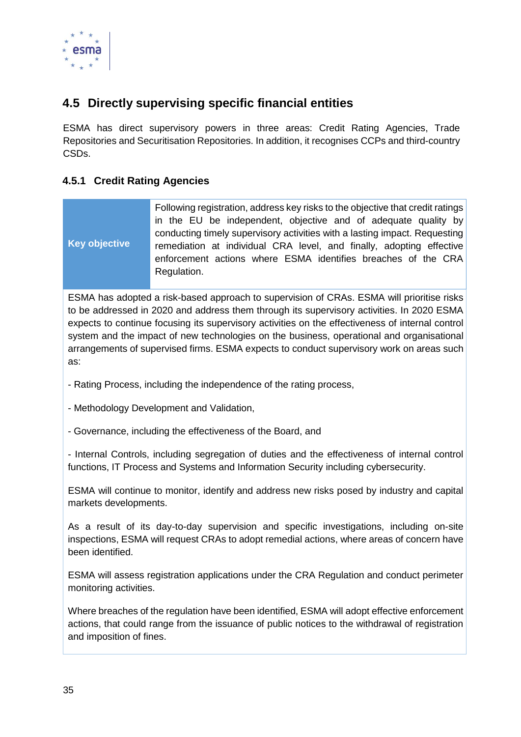## 4.5 Directly supervising specific financial entities

ESMA has direct supervisory powers in three areas: Credit Rating Agencies, Trade Repositories and Securitisation Repositories. In addition, it recognises CCPs and third-country CSDs.

### 4.5.1 Credit Rating Agencies

| **Key objective** | Following registration, address key risks to the objective that credit ratings in the EU be independent, objective and of adequate quality by conducting timely supervisory activities with a lasting impact. Requesting remediation at individual CRA level, and finally, adopting effective enforcement actions where ESMA identifies breaches of the CRA Regulation. |
|---|---|

ESMA has adopted a risk-based approach to supervision of CRAs. ESMA will prioritise risks to be addressed in 2020 and address them through its supervisory activities. In 2020 ESMA expects to continue focusing its supervisory activities on the effectiveness of internal control system and the impact of new technologies on the business, operational and organisational arrangements of supervised firms. ESMA expects to conduct supervisory work on areas such as:

- Rating Process, including the independence of the rating process,

- Methodology Development and Validation,

- Governance, including the effectiveness of the Board, and

- Internal Controls, including segregation of duties and the effectiveness of internal control functions, IT Process and Systems and Information Security including cybersecurity.

ESMA will continue to monitor, identify and address new risks posed by industry and capital markets developments.

As a result of its day-to-day supervision and specific investigations, including on-site inspections, ESMA will request CRAs to adopt remedial actions, where areas of concern have been identified.

ESMA will assess registration applications under the CRA Regulation and conduct perimeter monitoring activities.

Where breaches of the regulation have been identified, ESMA will adopt effective enforcement actions, that could range from the issuance of public notices to the withdrawal of registration and imposition of fines.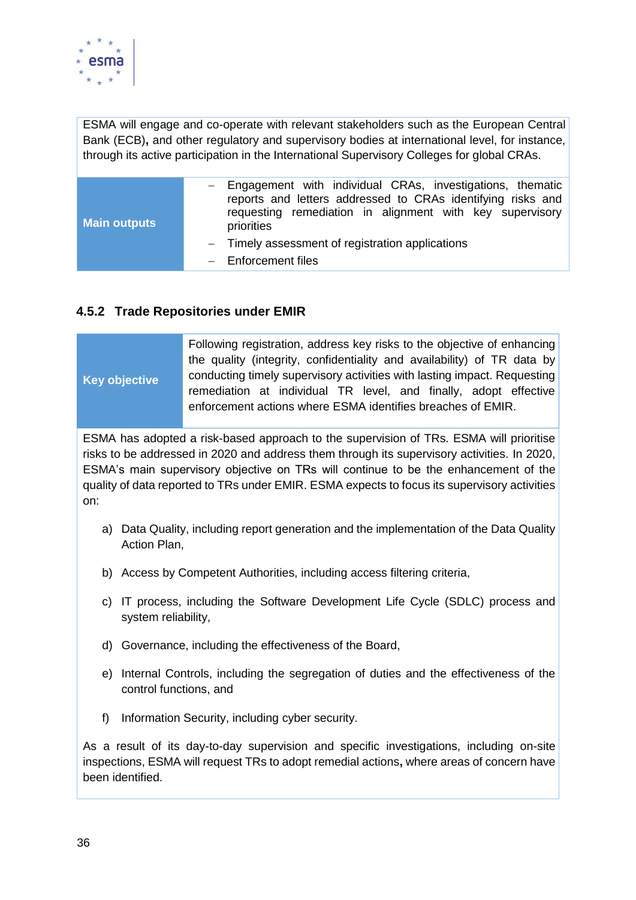ESMA will engage and co-operate with relevant stakeholders such as the European Central Bank (ECB), and other regulatory and supervisory bodies at international level, for instance, through its active participation in the International Supervisory Colleges for global CRAs.

| **Main outputs** | – Engagement with individual CRAs, investigations, thematic reports and letters addressed to CRAs identifying risks and requesting remediation in alignment with key supervisory priorities<br>– Timely assessment of registration applications<br>– Enforcement files |
|---|---|

### 4.5.2 Trade Repositories under EMIR

| **Key objective** | Following registration, address key risks to the objective of enhancing the quality (integrity, confidentiality and availability) of TR data by conducting timely supervisory activities with lasting impact. Requesting remediation at individual TR level, and finally, adopt effective enforcement actions where ESMA identifies breaches of EMIR. |
|---|---|

ESMA has adopted a risk-based approach to the supervision of TRs. ESMA will prioritise risks to be addressed in 2020 and address them through its supervisory activities. In 2020, ESMA's main supervisory objective on TRs will continue to be the enhancement of the quality of data reported to TRs under EMIR. ESMA expects to focus its supervisory activities on:

a) Data Quality, including report generation and the implementation of the Data Quality Action Plan,

b) Access by Competent Authorities, including access filtering criteria,

c) IT process, including the Software Development Life Cycle (SDLC) process and system reliability,

d) Governance, including the effectiveness of the Board,

e) Internal Controls, including the segregation of duties and the effectiveness of the control functions, and

f) Information Security, including cyber security.

As a result of its day-to-day supervision and specific investigations, including on-site inspections, ESMA will request TRs to adopt remedial actions, where areas of concern have been identified.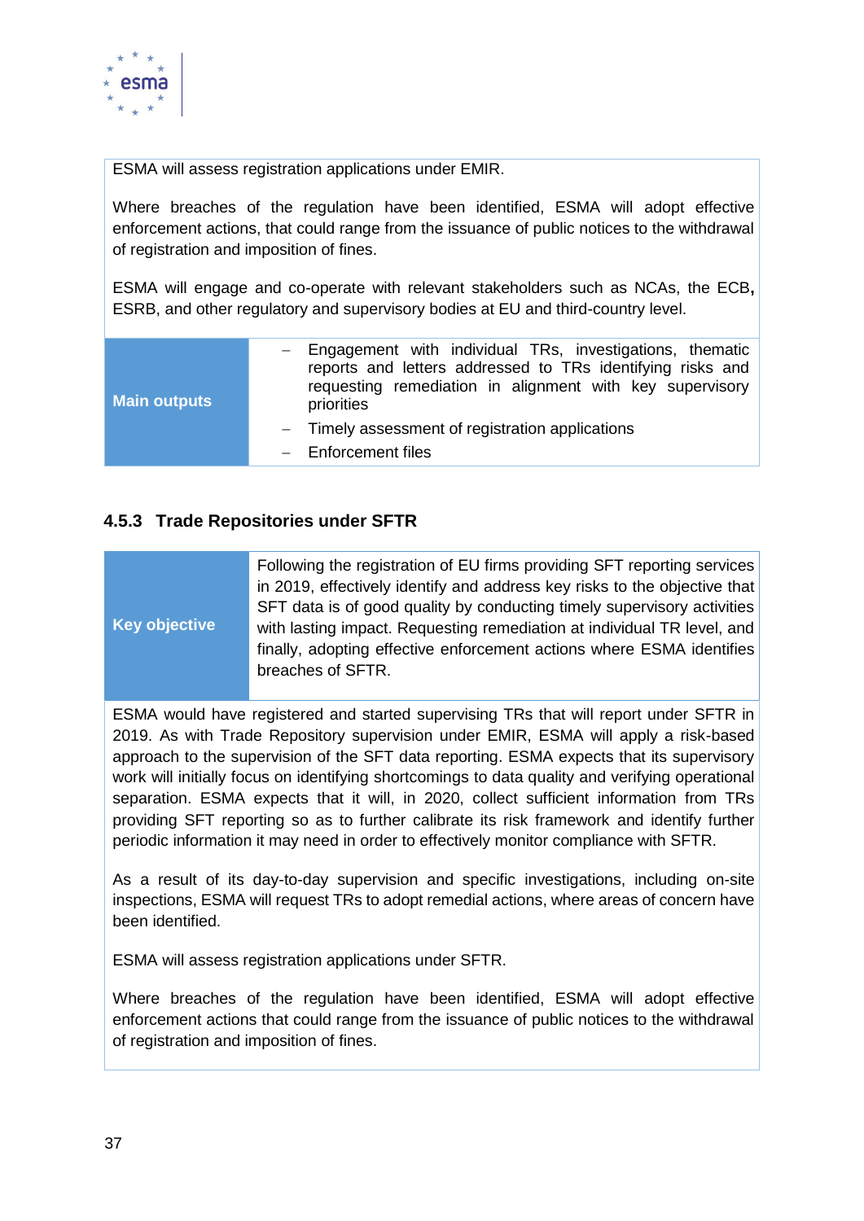ESMA will assess registration applications under EMIR.

Where breaches of the regulation have been identified, ESMA will adopt effective enforcement actions, that could range from the issuance of public notices to the withdrawal of registration and imposition of fines.

ESMA will engage and co-operate with relevant stakeholders such as NCAs, the ECB**,** ESRB, and other regulatory and supervisory bodies at EU and third-country level.

| **Main outputs** | – Engagement with individual TRs, investigations, thematic reports and letters addressed to TRs identifying risks and requesting remediation in alignment with key supervisory priorities<br>– Timely assessment of registration applications<br>– Enforcement files |
|---|---|

### 4.5.3 Trade Repositories under SFTR

| **Key objective** | Following the registration of EU firms providing SFT reporting services in 2019, effectively identify and address key risks to the objective that SFT data is of good quality by conducting timely supervisory activities with lasting impact. Requesting remediation at individual TR level, and finally, adopting effective enforcement actions where ESMA identifies breaches of SFTR. |
|---|---|

ESMA would have registered and started supervising TRs that will report under SFTR in 2019. As with Trade Repository supervision under EMIR, ESMA will apply a risk-based approach to the supervision of the SFT data reporting. ESMA expects that its supervisory work will initially focus on identifying shortcomings to data quality and verifying operational separation. ESMA expects that it will, in 2020, collect sufficient information from TRs providing SFT reporting so as to further calibrate its risk framework and identify further periodic information it may need in order to effectively monitor compliance with SFTR.

As a result of its day-to-day supervision and specific investigations, including on-site inspections, ESMA will request TRs to adopt remedial actions, where areas of concern have been identified.

ESMA will assess registration applications under SFTR.

Where breaches of the regulation have been identified, ESMA will adopt effective enforcement actions that could range from the issuance of public notices to the withdrawal of registration and imposition of fines.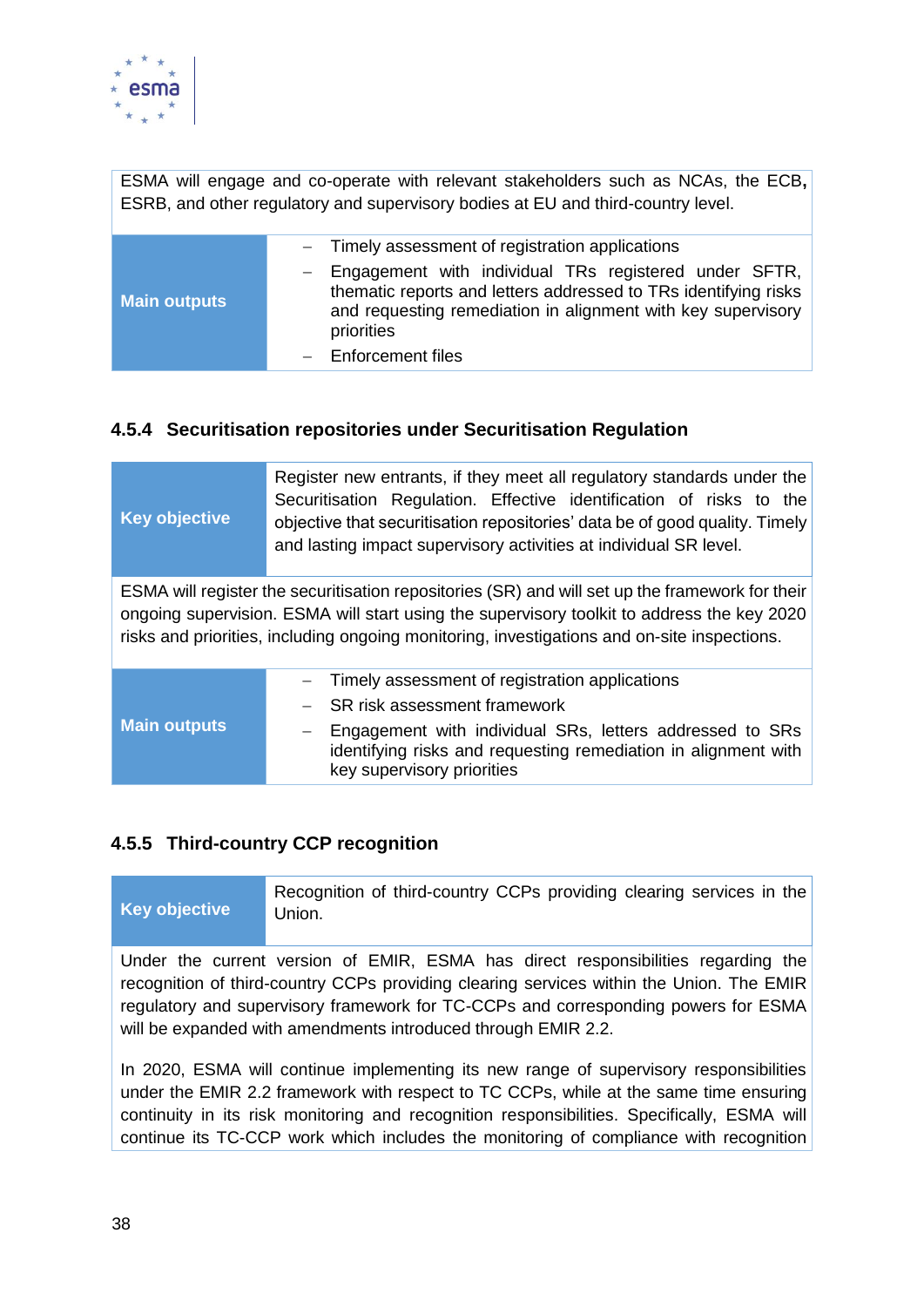| | |
|---|---|
| ESMA will engage and co-operate with relevant stakeholders such as NCAs, the ECB, ESRB, and other regulatory and supervisory bodies at EU and third-country level. | |
| **Main outputs** | – Timely assessment of registration applications<br>– Engagement with individual TRs registered under SFTR, thematic reports and letters addressed to TRs identifying risks and requesting remediation in alignment with key supervisory priorities<br>– Enforcement files |

### 4.5.4 Securitisation repositories under Securitisation Regulation

| | |
|---|---|
| **Key objective** | Register new entrants, if they meet all regulatory standards under the Securitisation Regulation. Effective identification of risks to the objective that securitisation repositories' data be of good quality. Timely and lasting impact supervisory activities at individual SR level. |
| ESMA will register the securitisation repositories (SR) and will set up the framework for their ongoing supervision. ESMA will start using the supervisory toolkit to address the key 2020 risks and priorities, including ongoing monitoring, investigations and on-site inspections. | |
| **Main outputs** | – Timely assessment of registration applications<br>– SR risk assessment framework<br>– Engagement with individual SRs, letters addressed to SRs identifying risks and requesting remediation in alignment with key supervisory priorities |

### 4.5.5 Third-country CCP recognition

| | |
|---|---|
| **Key objective** | Recognition of third-country CCPs providing clearing services in the Union. |
| Under the current version of EMIR, ESMA has direct responsibilities regarding the recognition of third-country CCPs providing clearing services within the Union. The EMIR regulatory and supervisory framework for TC-CCPs and corresponding powers for ESMA will be expanded with amendments introduced through EMIR 2.2.<br><br>In 2020, ESMA will continue implementing its new range of supervisory responsibilities under the EMIR 2.2 framework with respect to TC CCPs, while at the same time ensuring continuity in its risk monitoring and recognition responsibilities. Specifically, ESMA will continue its TC-CCP work which includes the monitoring of compliance with recognition | |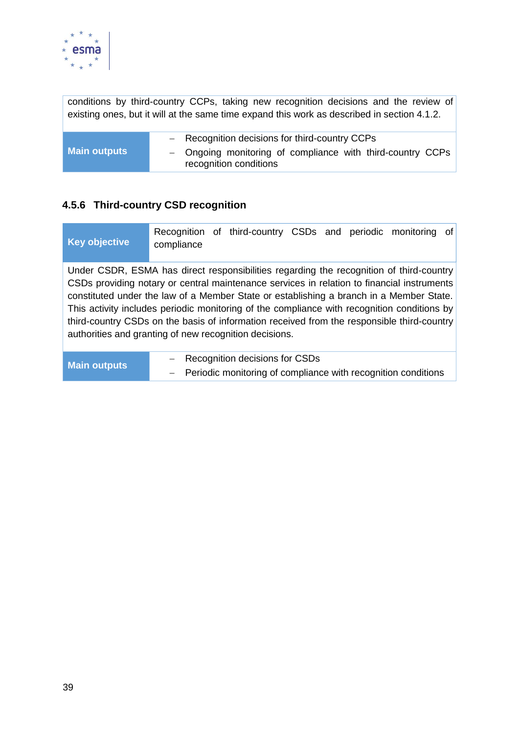| | |
|---|---|
| conditions by third-country CCPs, taking new recognition decisions and the review of existing ones, but it will at the same time expand this work as described in section 4.1.2. | |
| **Main outputs** | – Recognition decisions for third-country CCPs<br>– Ongoing monitoring of compliance with third-country CCPs recognition conditions |

### 4.5.6 Third-country CSD recognition

| **Key objective** | Recognition of third-country CSDs and periodic monitoring of compliance |
|---|---|
| Under CSDR, ESMA has direct responsibilities regarding the recognition of third-country CSDs providing notary or central maintenance services in relation to financial instruments constituted under the law of a Member State or establishing a branch in a Member State. This activity includes periodic monitoring of the compliance with recognition conditions by third-country CSDs on the basis of information received from the responsible third-country authorities and granting of new recognition decisions. | |
| **Main outputs** | – Recognition decisions for CSDs<br>– Periodic monitoring of compliance with recognition conditions |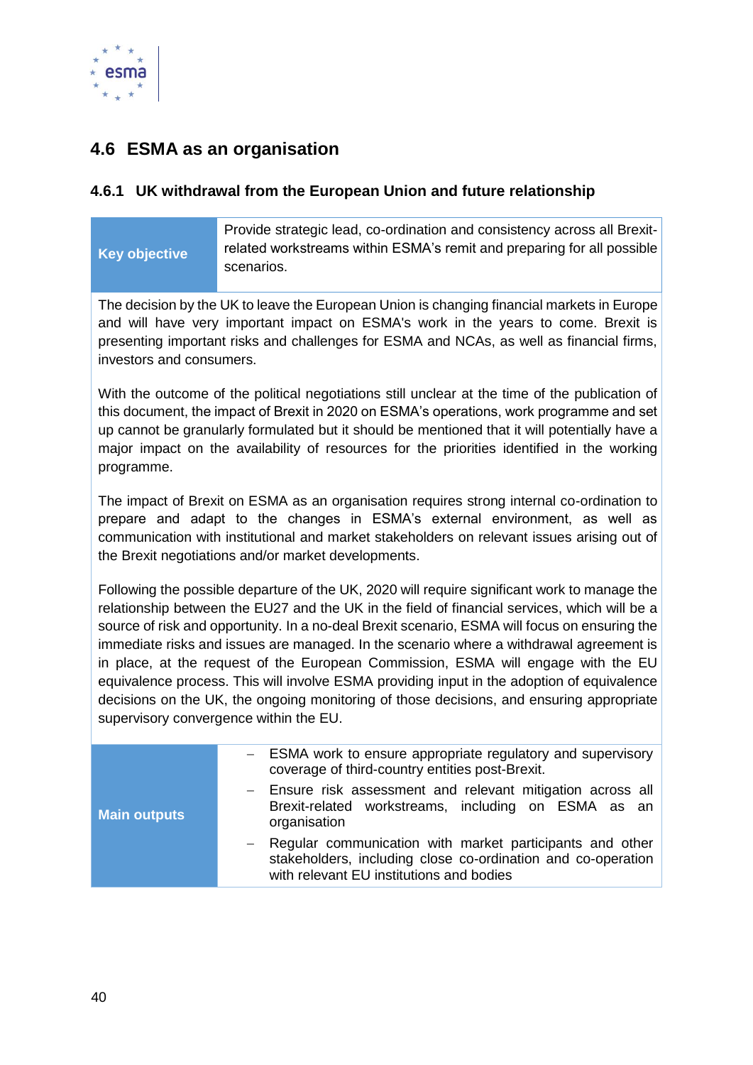## 4.6 ESMA as an organisation

### 4.6.1 UK withdrawal from the European Union and future relationship

| **Key objective** | Provide strategic lead, co-ordination and consistency across all Brexit-related workstreams within ESMA's remit and preparing for all possible scenarios. |
|---|---|

The decision by the UK to leave the European Union is changing financial markets in Europe and will have very important impact on ESMA's work in the years to come. Brexit is presenting important risks and challenges for ESMA and NCAs, as well as financial firms, investors and consumers.

With the outcome of the political negotiations still unclear at the time of the publication of this document, the impact of Brexit in 2020 on ESMA's operations, work programme and set up cannot be granularly formulated but it should be mentioned that it will potentially have a major impact on the availability of resources for the priorities identified in the working programme.

The impact of Brexit on ESMA as an organisation requires strong internal co-ordination to prepare and adapt to the changes in ESMA's external environment, as well as communication with institutional and market stakeholders on relevant issues arising out of the Brexit negotiations and/or market developments.

Following the possible departure of the UK, 2020 will require significant work to manage the relationship between the EU27 and the UK in the field of financial services, which will be a source of risk and opportunity. In a no-deal Brexit scenario, ESMA will focus on ensuring the immediate risks and issues are managed. In the scenario where a withdrawal agreement is in place, at the request of the European Commission, ESMA will engage with the EU equivalence process. This will involve ESMA providing input in the adoption of equivalence decisions on the UK, the ongoing monitoring of those decisions, and ensuring appropriate supervisory convergence within the EU.

| **Main outputs** | – ESMA work to ensure appropriate regulatory and supervisory coverage of third-country entities post-Brexit.<br>– Ensure risk assessment and relevant mitigation across all Brexit-related workstreams, including on ESMA as an organisation<br>– Regular communication with market participants and other stakeholders, including close co-ordination and co-operation with relevant EU institutions and bodies |
|---|---|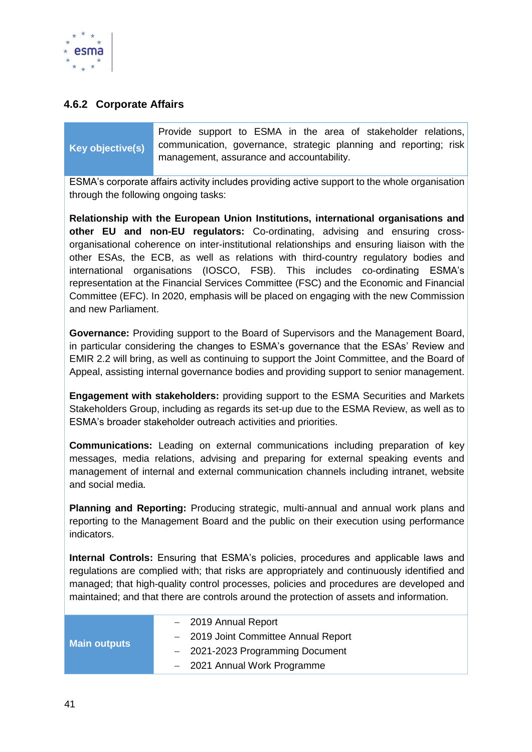### 4.6.2 Corporate Affairs

| **Key objective(s)** | Provide support to ESMA in the area of stakeholder relations, communication, governance, strategic planning and reporting; risk management, assurance and accountability. |
|---|---|

ESMA's corporate affairs activity includes providing active support to the whole organisation through the following ongoing tasks:

**Relationship with the European Union Institutions, international organisations and other EU and non-EU regulators:** Co-ordinating, advising and ensuring cross-organisational coherence on inter-institutional relationships and ensuring liaison with the other ESAs, the ECB, as well as relations with third-country regulatory bodies and international organisations (IOSCO, FSB). This includes co-ordinating ESMA's representation at the Financial Services Committee (FSC) and the Economic and Financial Committee (EFC). In 2020, emphasis will be placed on engaging with the new Commission and new Parliament.

**Governance:** Providing support to the Board of Supervisors and the Management Board, in particular considering the changes to ESMA's governance that the ESAs' Review and EMIR 2.2 will bring, as well as continuing to support the Joint Committee, and the Board of Appeal, assisting internal governance bodies and providing support to senior management.

**Engagement with stakeholders:** providing support to the ESMA Securities and Markets Stakeholders Group, including as regards its set-up due to the ESMA Review, as well as to ESMA's broader stakeholder outreach activities and priorities.

**Communications:** Leading on external communications including preparation of key messages, media relations, advising and preparing for external speaking events and management of internal and external communication channels including intranet, website and social media.

**Planning and Reporting:** Producing strategic, multi-annual and annual work plans and reporting to the Management Board and the public on their execution using performance indicators.

**Internal Controls:** Ensuring that ESMA's policies, procedures and applicable laws and regulations are complied with; that risks are appropriately and continuously identified and managed; that high-quality control processes, policies and procedures are developed and maintained; and that there are controls around the protection of assets and information.

| **Main outputs** | – 2019 Annual Report<br>– 2019 Joint Committee Annual Report<br>– 2021-2023 Programming Document<br>– 2021 Annual Work Programme |
|---|---|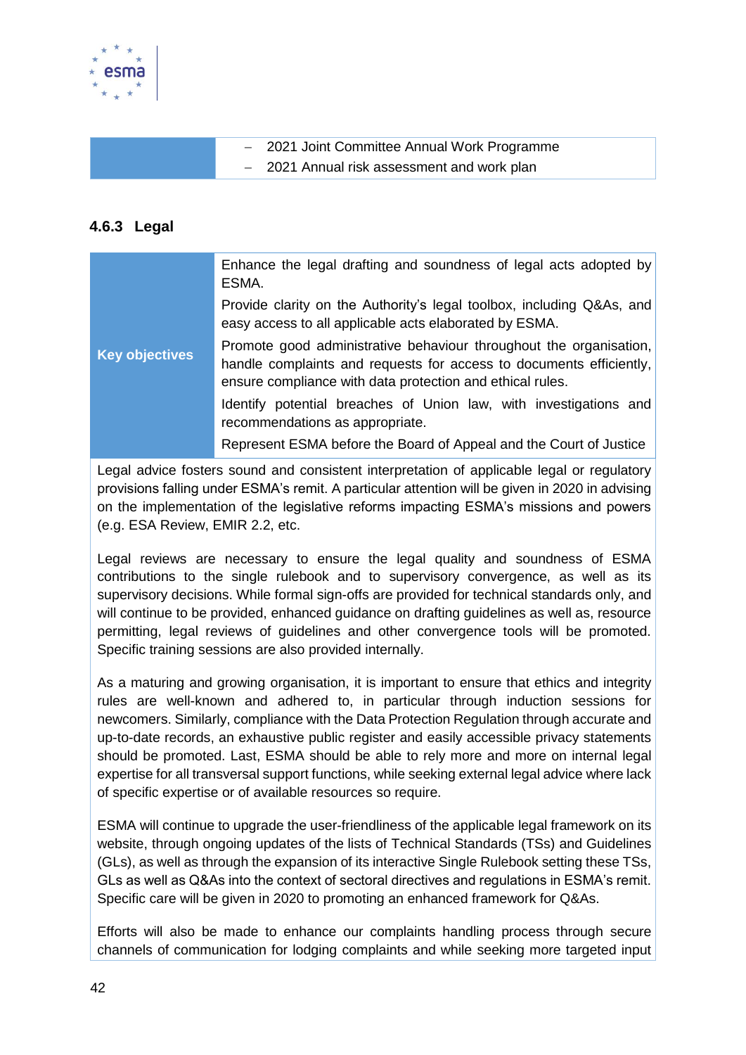| | |
|---|---|
| | – 2021 Joint Committee Annual Work Programme<br>– 2021 Annual risk assessment and work plan |

### 4.6.3 Legal

| | |
|---|---|
| **Key objectives** | Enhance the legal drafting and soundness of legal acts adopted by ESMA.<br>Provide clarity on the Authority's legal toolbox, including Q&As, and easy access to all applicable acts elaborated by ESMA.<br>Promote good administrative behaviour throughout the organisation, handle complaints and requests for access to documents efficiently, ensure compliance with data protection and ethical rules.<br>Identify potential breaches of Union law, with investigations and recommendations as appropriate.<br>Represent ESMA before the Board of Appeal and the Court of Justice |

Legal advice fosters sound and consistent interpretation of applicable legal or regulatory provisions falling under ESMA's remit. A particular attention will be given in 2020 in advising on the implementation of the legislative reforms impacting ESMA's missions and powers (e.g. ESA Review, EMIR 2.2, etc.

Legal reviews are necessary to ensure the legal quality and soundness of ESMA contributions to the single rulebook and to supervisory convergence, as well as its supervisory decisions. While formal sign-offs are provided for technical standards only, and will continue to be provided, enhanced guidance on drafting guidelines as well as, resource permitting, legal reviews of guidelines and other convergence tools will be promoted. Specific training sessions are also provided internally.

As a maturing and growing organisation, it is important to ensure that ethics and integrity rules are well-known and adhered to, in particular through induction sessions for newcomers. Similarly, compliance with the Data Protection Regulation through accurate and up-to-date records, an exhaustive public register and easily accessible privacy statements should be promoted. Last, ESMA should be able to rely more and more on internal legal expertise for all transversal support functions, while seeking external legal advice where lack of specific expertise or of available resources so require.

ESMA will continue to upgrade the user-friendliness of the applicable legal framework on its website, through ongoing updates of the lists of Technical Standards (TSs) and Guidelines (GLs), as well as through the expansion of its interactive Single Rulebook setting these TSs, GLs as well as Q&As into the context of sectoral directives and regulations in ESMA's remit. Specific care will be given in 2020 to promoting an enhanced framework for Q&As.

Efforts will also be made to enhance our complaints handling process through secure channels of communication for lodging complaints and while seeking more targeted input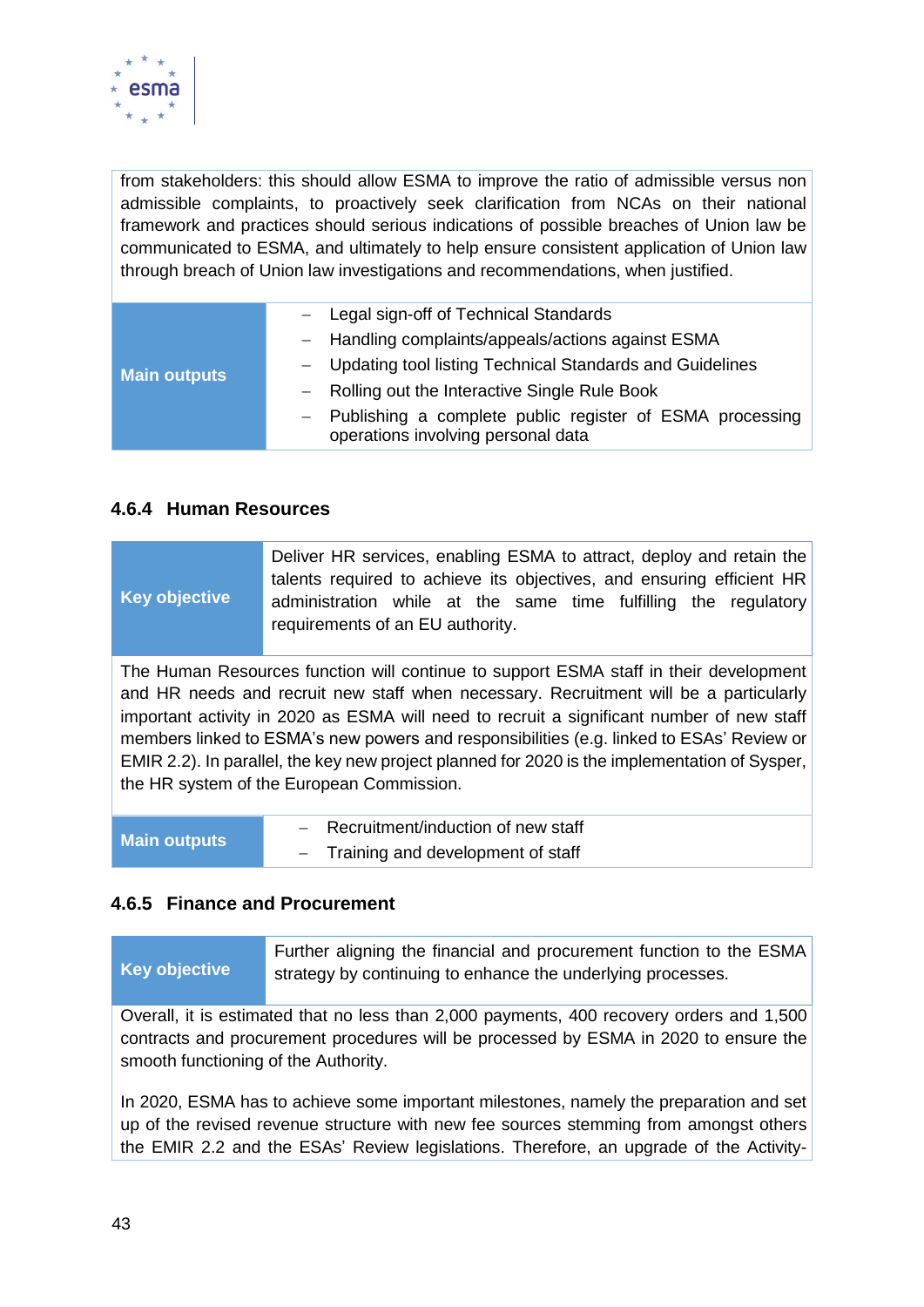| | |
|---|---|
| from stakeholders: this should allow ESMA to improve the ratio of admissible versus non admissible complaints, to proactively seek clarification from NCAs on their national framework and practices should serious indications of possible breaches of Union law be communicated to ESMA, and ultimately to help ensure consistent application of Union law through breach of Union law investigations and recommendations, when justified. | |
| **Main outputs** | – Legal sign-off of Technical Standards<br>– Handling complaints/appeals/actions against ESMA<br>– Updating tool listing Technical Standards and Guidelines<br>– Rolling out the Interactive Single Rule Book<br>– Publishing a complete public register of ESMA processing operations involving personal data |

### 4.6.4 Human Resources

| | |
|---|---|
| **Key objective** | Deliver HR services, enabling ESMA to attract, deploy and retain the talents required to achieve its objectives, and ensuring efficient HR administration while at the same time fulfilling the regulatory requirements of an EU authority. |
| The Human Resources function will continue to support ESMA staff in their development and HR needs and recruit new staff when necessary. Recruitment will be a particularly important activity in 2020 as ESMA will need to recruit a significant number of new staff members linked to ESMA's new powers and responsibilities (e.g. linked to ESAs' Review or EMIR 2.2). In parallel, the key new project planned for 2020 is the implementation of Sysper, the HR system of the European Commission. | |
| **Main outputs** | – Recruitment/induction of new staff<br>– Training and development of staff |

### 4.6.5 Finance and Procurement

| | |
|---|---|
| **Key objective** | Further aligning the financial and procurement function to the ESMA strategy by continuing to enhance the underlying processes. |
| Overall, it is estimated that no less than 2,000 payments, 400 recovery orders and 1,500 contracts and procurement procedures will be processed by ESMA in 2020 to ensure the smooth functioning of the Authority.<br><br>In 2020, ESMA has to achieve some important milestones, namely the preparation and set up of the revised revenue structure with new fee sources stemming from amongst others the EMIR 2.2 and the ESAs' Review legislations. Therefore, an upgrade of the Activity- | |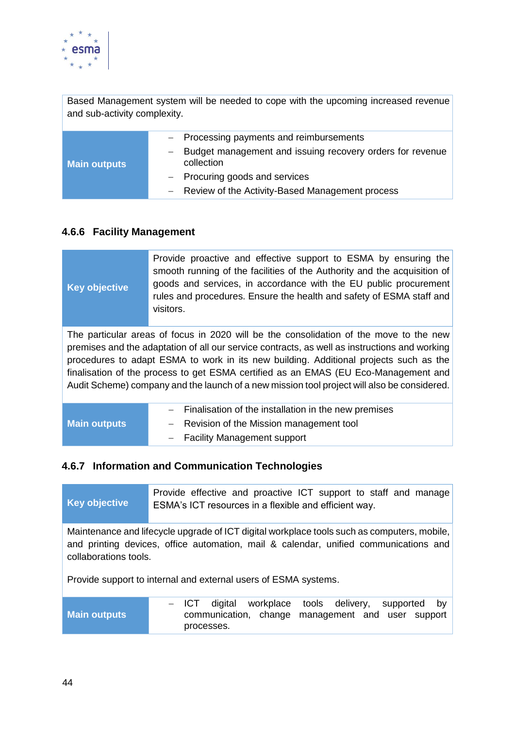| | |
|---|---|
| Based Management system will be needed to cope with the upcoming increased revenue and sub-activity complexity. | |
| **Main outputs** | – Processing payments and reimbursements<br>– Budget management and issuing recovery orders for revenue collection<br>– Procuring goods and services<br>– Review of the Activity-Based Management process |

### 4.6.6 Facility Management

| | |
|---|---|
| **Key objective** | Provide proactive and effective support to ESMA by ensuring the smooth running of the facilities of the Authority and the acquisition of goods and services, in accordance with the EU public procurement rules and procedures. Ensure the health and safety of ESMA staff and visitors. |
| The particular areas of focus in 2020 will be the consolidation of the move to the new premises and the adaptation of all our service contracts, as well as instructions and working procedures to adapt ESMA to work in its new building. Additional projects such as the finalisation of the process to get ESMA certified as an EMAS (EU Eco-Management and Audit Scheme) company and the launch of a new mission tool project will also be considered. | |
| **Main outputs** | – Finalisation of the installation in the new premises<br>– Revision of the Mission management tool<br>– Facility Management support |

### 4.6.7 Information and Communication Technologies

| | |
|---|---|
| **Key objective** | Provide effective and proactive ICT support to staff and manage ESMA's ICT resources in a flexible and efficient way. |
| Maintenance and lifecycle upgrade of ICT digital workplace tools such as computers, mobile, and printing devices, office automation, mail & calendar, unified communications and collaborations tools.<br><br>Provide support to internal and external users of ESMA systems. | |
| **Main outputs** | – ICT digital workplace tools delivery, supported by communication, change management and user support processes. |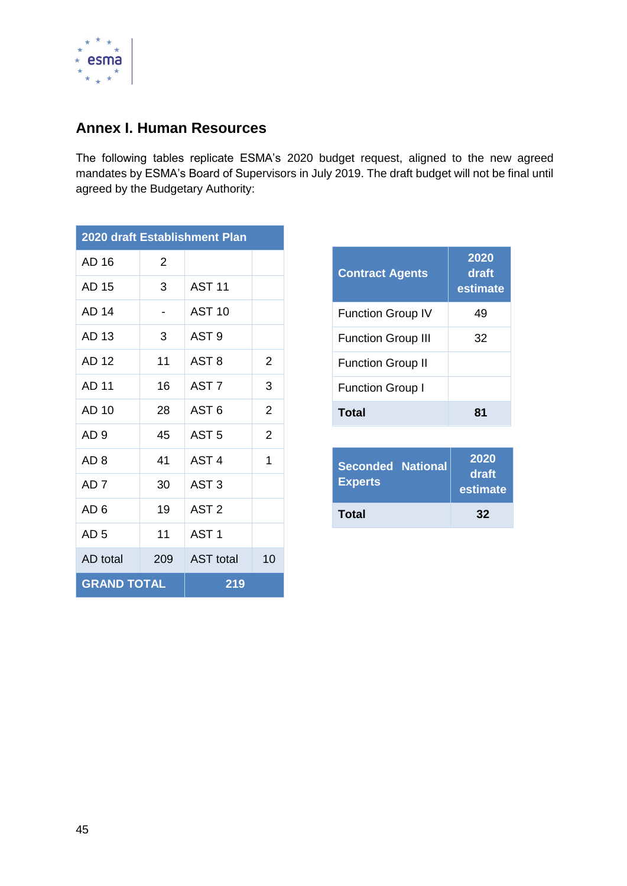## Annex I. Human Resources

The following tables replicate ESMA's 2020 budget request, aligned to the new agreed mandates by ESMA's Board of Supervisors in July 2019. The draft budget will not be final until agreed by the Budgetary Authority:

| 2020 draft Establishment Plan | | | |
|---|---|---|---|
| AD 16 | 2 | | |
| AD 15 | 3 | AST 11 | |
| AD 14 | - | AST 10 | |
| AD 13 | 3 | AST 9 | |
| AD 12 | 11 | AST 8 | 2 |
| AD 11 | 16 | AST 7 | 3 |
| AD 10 | 28 | AST 6 | 2 |
| AD 9 | 45 | AST 5 | 2 |
| AD 8 | 41 | AST 4 | 1 |
| AD 7 | 30 | AST 3 | |
| AD 6 | 19 | AST 2 | |
| AD 5 | 11 | AST 1 | |
| AD total | 209 | AST total | 10 |
| **GRAND TOTAL** | | **219** | |

| Contract Agents | 2020 draft estimate |
|---|---|
| Function Group IV | 49 |
| Function Group III | 32 |
| Function Group II | |
| Function Group I | |
| **Total** | **81** |

| Seconded National Experts | 2020 draft estimate |
|---|---|
| **Total** | **32** |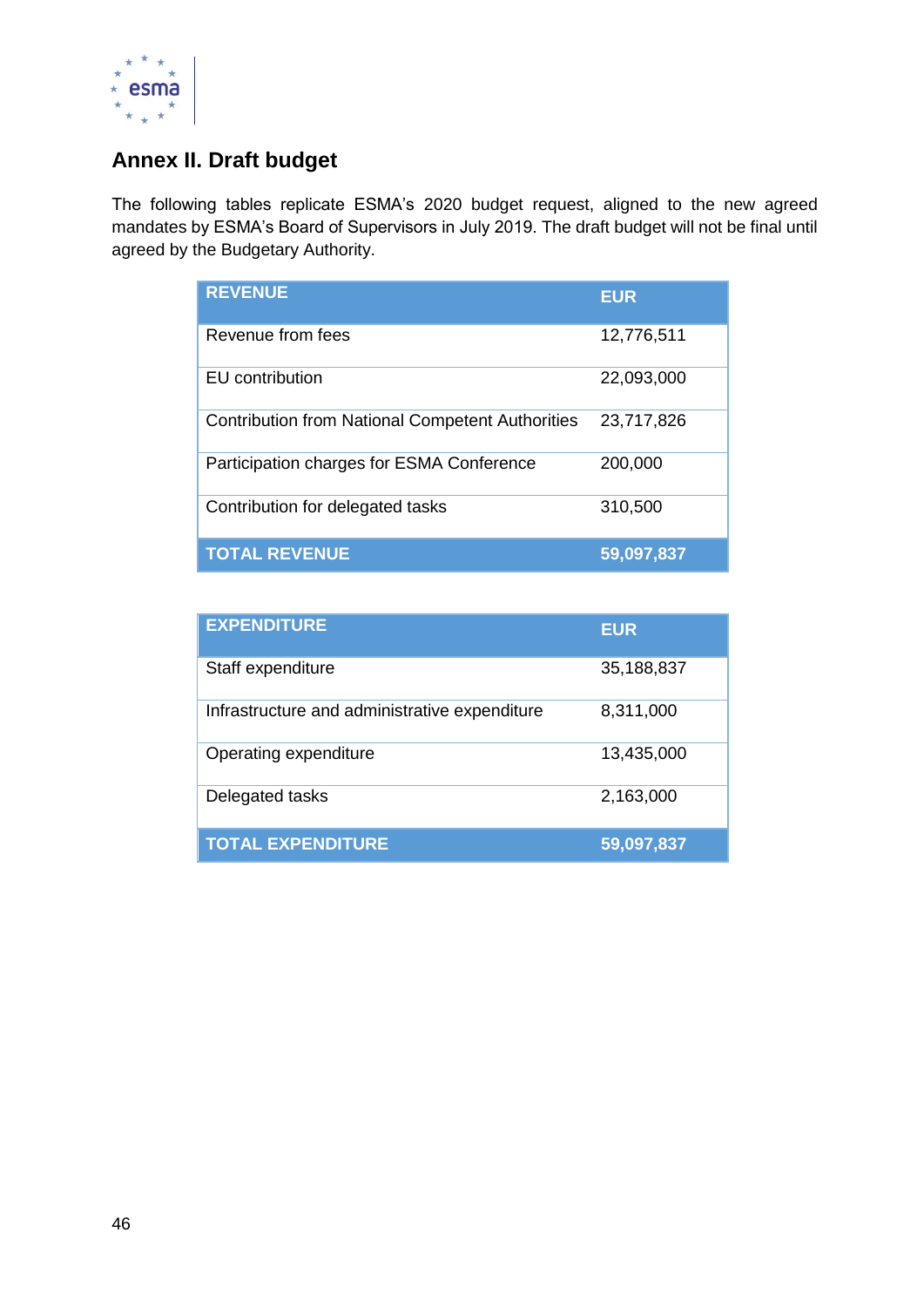## Annex II. Draft budget

The following tables replicate ESMA's 2020 budget request, aligned to the new agreed mandates by ESMA's Board of Supervisors in July 2019. The draft budget will not be final until agreed by the Budgetary Authority.

| REVENUE | EUR |
| --- | --- |
| Revenue from fees | 12,776,511 |
| EU contribution | 22,093,000 |
| Contribution from National Competent Authorities | 23,717,826 |
| Participation charges for ESMA Conference | 200,000 |
| Contribution for delegated tasks | 310,500 |
| **TOTAL REVENUE** | **59,097,837** |

| EXPENDITURE | EUR |
| --- | --- |
| Staff expenditure | 35,188,837 |
| Infrastructure and administrative expenditure | 8,311,000 |
| Operating expenditure | 13,435,000 |
| Delegated tasks | 2,163,000 |
| **TOTAL EXPENDITURE** | **59,097,837** |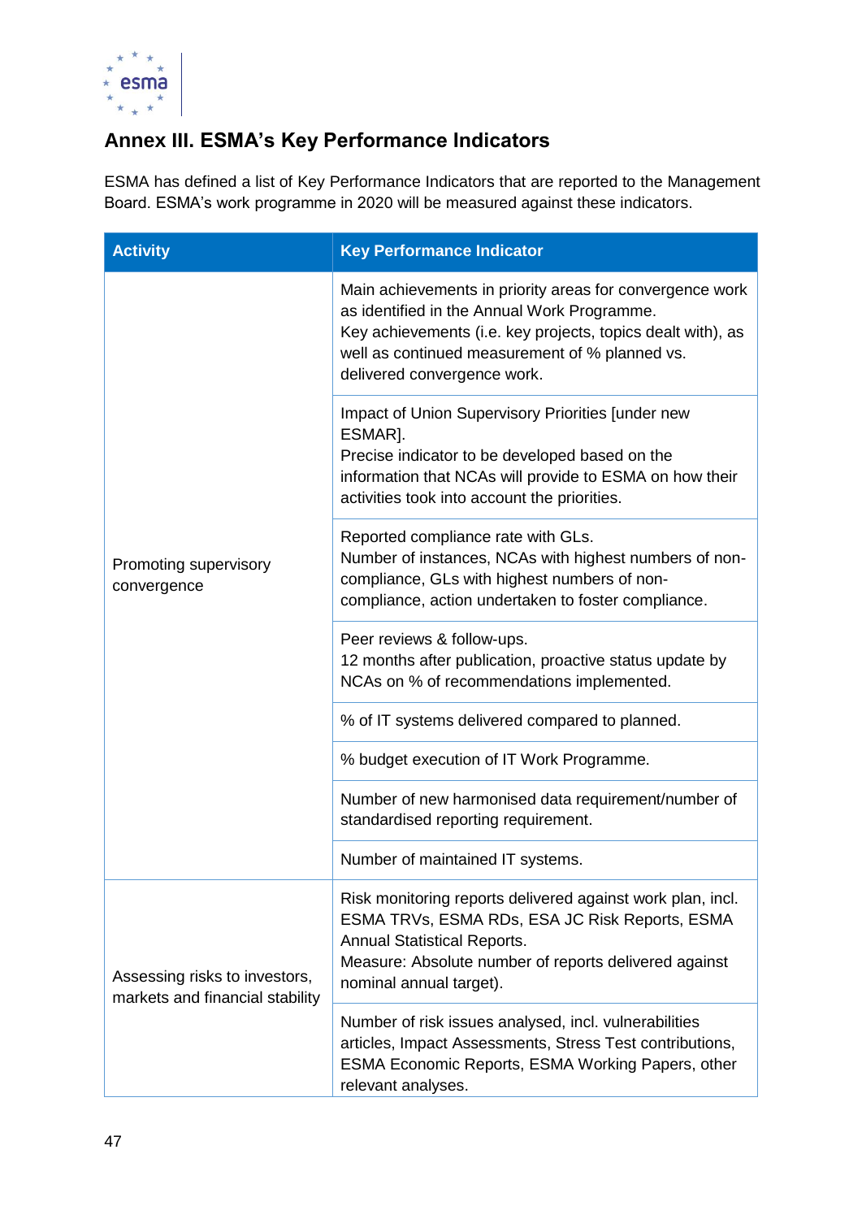## Annex III. ESMA's Key Performance Indicators

ESMA has defined a list of Key Performance Indicators that are reported to the Management Board. ESMA's work programme in 2020 will be measured against these indicators.

| Activity | Key Performance Indicator |
|---|---|
| Promoting supervisory convergence | Main achievements in priority areas for convergence work as identified in the Annual Work Programme.<br>Key achievements (i.e. key projects, topics dealt with), as well as continued measurement of % planned vs. delivered convergence work. |
| | Impact of Union Supervisory Priorities [under new ESMAR].<br>Precise indicator to be developed based on the information that NCAs will provide to ESMA on how their activities took into account the priorities. |
| | Reported compliance rate with GLs.<br>Number of instances, NCAs with highest numbers of non-compliance, GLs with highest numbers of non-compliance, action undertaken to foster compliance. |
| | Peer reviews & follow-ups.<br>12 months after publication, proactive status update by NCAs on % of recommendations implemented. |
| | % of IT systems delivered compared to planned. |
| | % budget execution of IT Work Programme. |
| | Number of new harmonised data requirement/number of standardised reporting requirement. |
| | Number of maintained IT systems. |
| Assessing risks to investors, markets and financial stability | Risk monitoring reports delivered against work plan, incl. ESMA TRVs, ESMA RDs, ESA JC Risk Reports, ESMA Annual Statistical Reports.<br>Measure: Absolute number of reports delivered against nominal annual target). |
| | Number of risk issues analysed, incl. vulnerabilities articles, Impact Assessments, Stress Test contributions, ESMA Economic Reports, ESMA Working Papers, other relevant analyses. |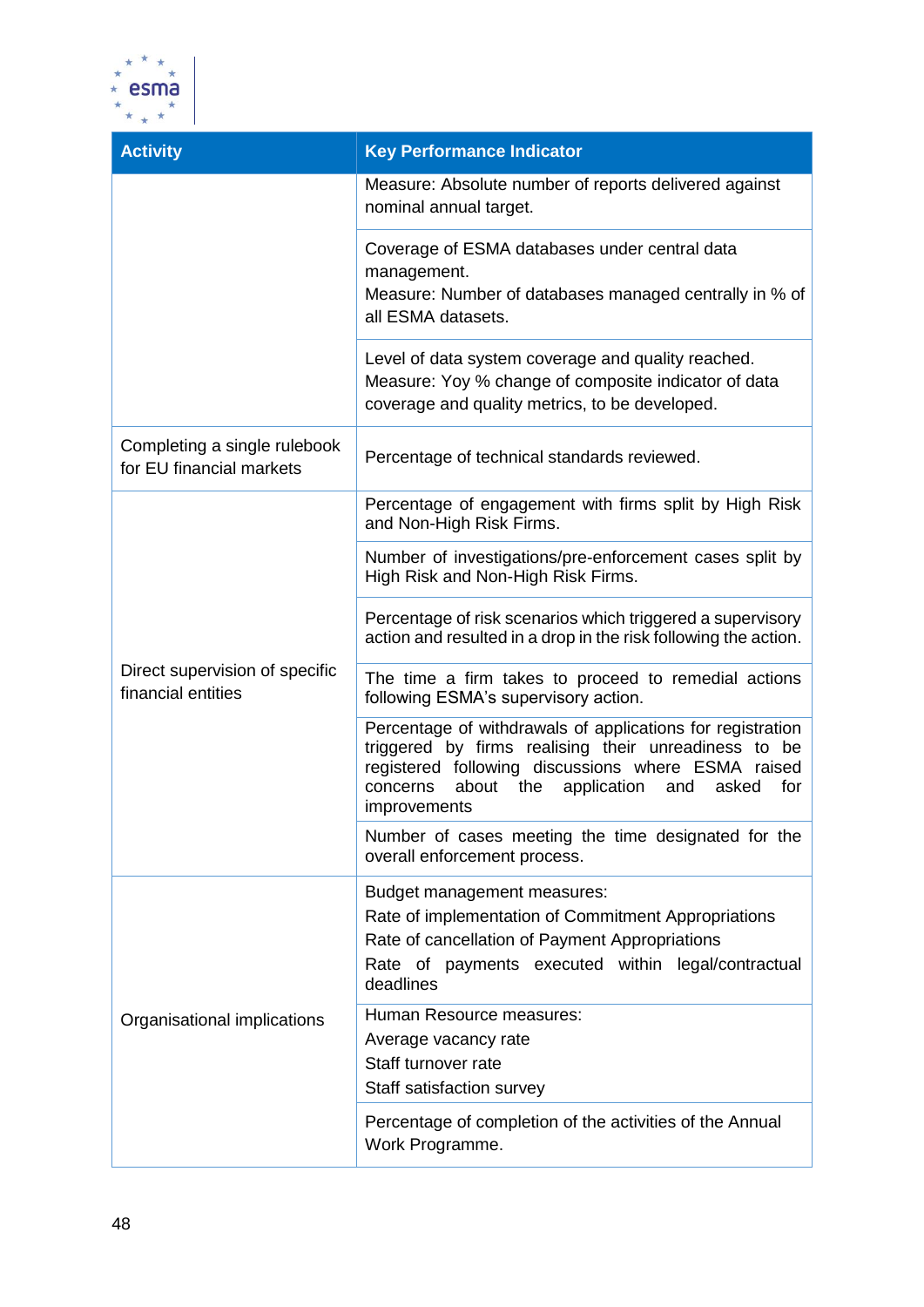| Activity | Key Performance Indicator |
|---|---|
| | Measure: Absolute number of reports delivered against nominal annual target. |
| | Coverage of ESMA databases under central data management.<br>Measure: Number of databases managed centrally in % of all ESMA datasets. |
| | Level of data system coverage and quality reached.<br>Measure: Yoy % change of composite indicator of data coverage and quality metrics, to be developed. |
| Completing a single rulebook for EU financial markets | Percentage of technical standards reviewed. |
| Direct supervision of specific financial entities | Percentage of engagement with firms split by High Risk and Non-High Risk Firms. |
| | Number of investigations/pre-enforcement cases split by High Risk and Non-High Risk Firms. |
| | Percentage of risk scenarios which triggered a supervisory action and resulted in a drop in the risk following the action. |
| | The time a firm takes to proceed to remedial actions following ESMA's supervisory action. |
| | Percentage of withdrawals of applications for registration triggered by firms realising their unreadiness to be registered following discussions where ESMA raised concerns about the application and asked for improvements |
| | Number of cases meeting the time designated for the overall enforcement process. |
| Organisational implications | Budget management measures:<br>Rate of implementation of Commitment Appropriations<br>Rate of cancellation of Payment Appropriations<br>Rate of payments executed within legal/contractual deadlines |
| | Human Resource measures:<br>Average vacancy rate<br>Staff turnover rate<br>Staff satisfaction survey |
| | Percentage of completion of the activities of the Annual Work Programme. |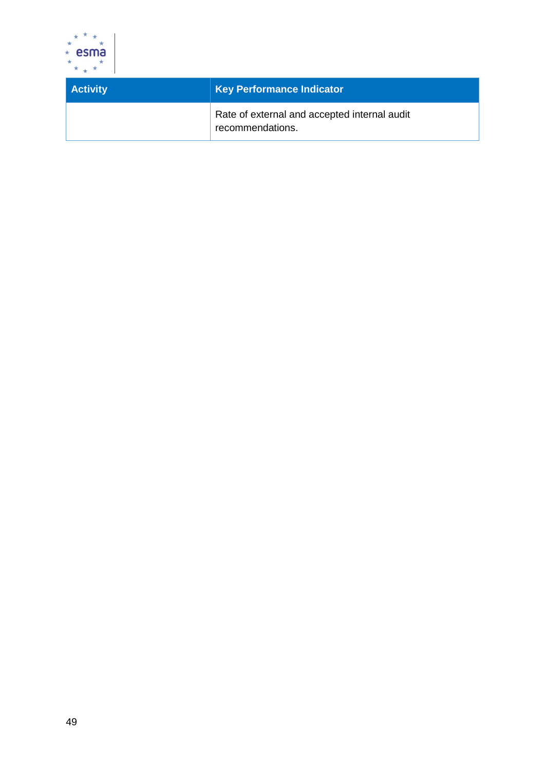| Activity | Key Performance Indicator |
|---|---|
| | Rate of external and accepted internal audit recommendations. |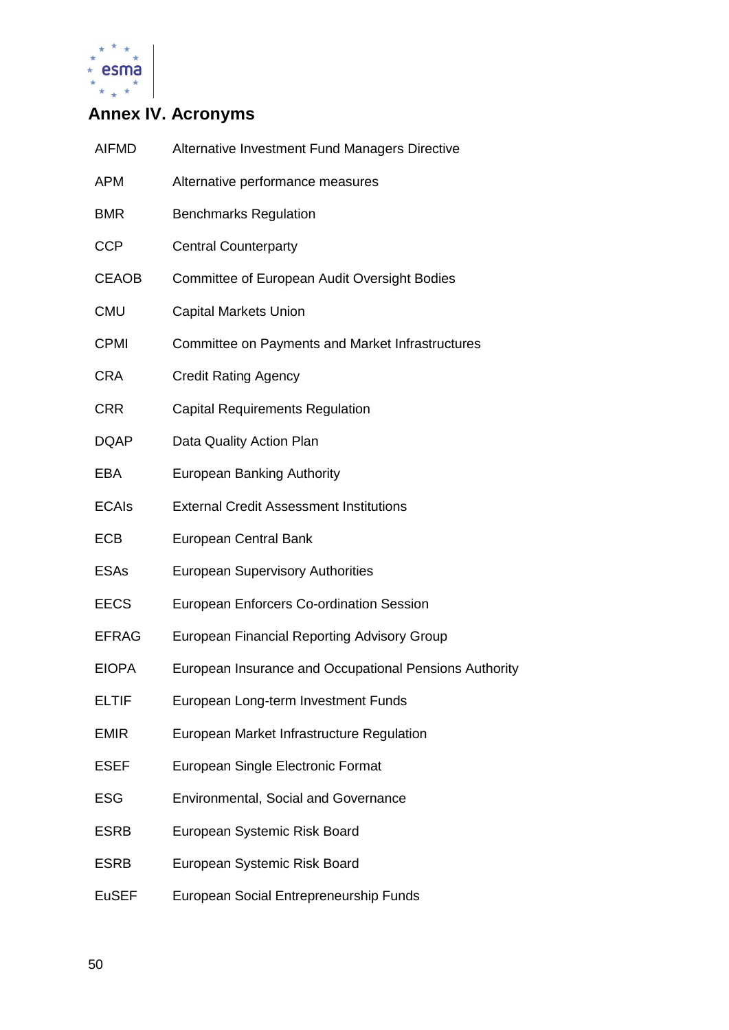# Annex IV. Acronyms

| | |
|---|---|
| AIFMD | Alternative Investment Fund Managers Directive |
| APM | Alternative performance measures |
| BMR | Benchmarks Regulation |
| CCP | Central Counterparty |
| CEAOB | Committee of European Audit Oversight Bodies |
| CMU | Capital Markets Union |
| CPMI | Committee on Payments and Market Infrastructures |
| CRA | Credit Rating Agency |
| CRR | Capital Requirements Regulation |
| DQAP | Data Quality Action Plan |
| EBA | European Banking Authority |
| ECAIs | External Credit Assessment Institutions |
| ECB | European Central Bank |
| ESAs | European Supervisory Authorities |
| EECS | European Enforcers Co-ordination Session |
| EFRAG | European Financial Reporting Advisory Group |
| EIOPA | European Insurance and Occupational Pensions Authority |
| ELTIF | European Long-term Investment Funds |
| EMIR | European Market Infrastructure Regulation |
| ESEF | European Single Electronic Format |
| ESG | Environmental, Social and Governance |
| ESRB | European Systemic Risk Board |
| ESRB | European Systemic Risk Board |
| EuSEF | European Social Entrepreneurship Funds |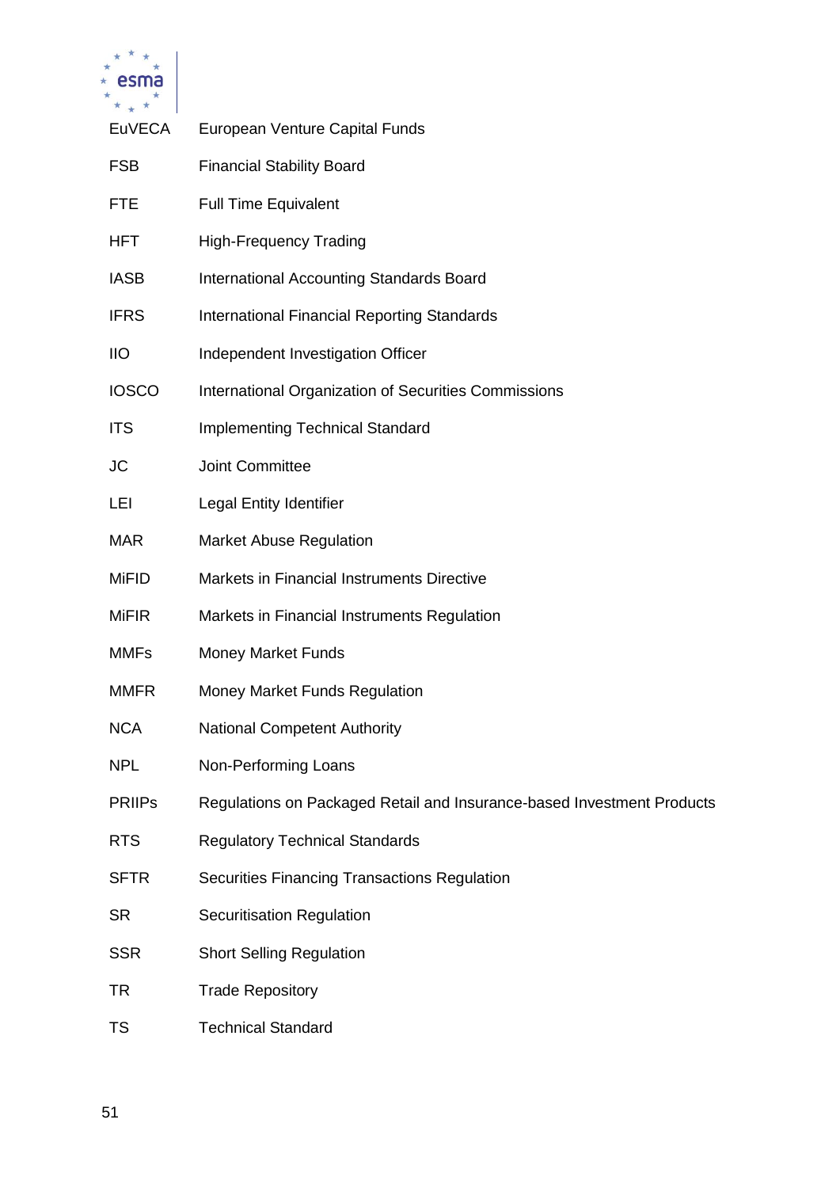| | |
|---|---|
| EuVECA | European Venture Capital Funds |
| FSB | Financial Stability Board |
| FTE | Full Time Equivalent |
| HFT | High-Frequency Trading |
| IASB | International Accounting Standards Board |
| IFRS | International Financial Reporting Standards |
| IIO | Independent Investigation Officer |
| IOSCO | International Organization of Securities Commissions |
| ITS | Implementing Technical Standard |
| JC | Joint Committee |
| LEI | Legal Entity Identifier |
| MAR | Market Abuse Regulation |
| MiFID | Markets in Financial Instruments Directive |
| MiFIR | Markets in Financial Instruments Regulation |
| MMFs | Money Market Funds |
| MMFR | Money Market Funds Regulation |
| NCA | National Competent Authority |
| NPL | Non-Performing Loans |
| PRIIPs | Regulations on Packaged Retail and Insurance-based Investment Products |
| RTS | Regulatory Technical Standards |
| SFTR | Securities Financing Transactions Regulation |
| SR | Securitisation Regulation |
| SSR | Short Selling Regulation |
| TR | Trade Repository |
| TS | Technical Standard |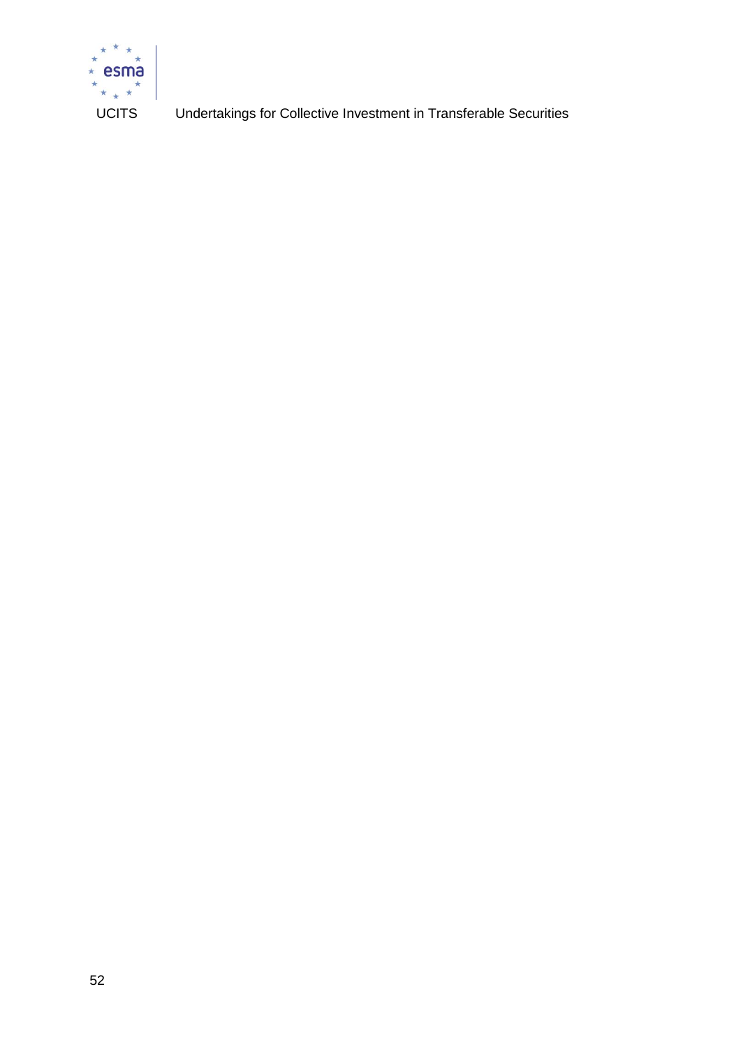| | |
|---|---|
| UCITS | Undertakings for Collective Investment in Transferable Securities |